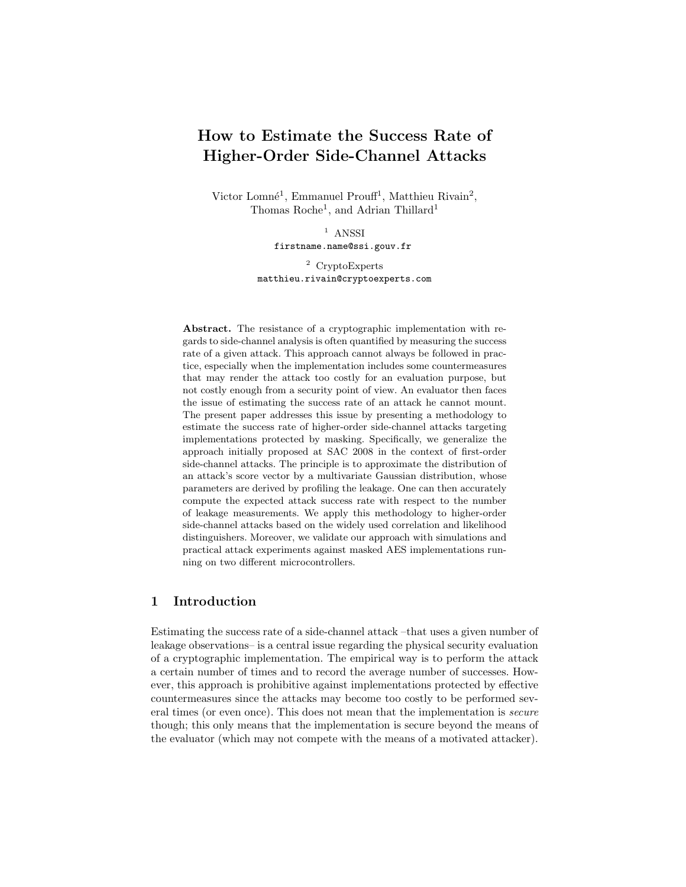# How to Estimate the Success Rate of Higher-Order Side-Channel Attacks

Victor Lomné[1], Emmanuel Prouff[1], Matthieu Rivain[2], Thomas Roche[1], and Adrian Thillard[1]

[1] ANSSI
firstname.name@ssi.gouv.fr

[2] CryptoExperts
matthieu.rivain@cryptoexperts.com

**Abstract.** The resistance of a cryptographic implementation with regards to side-channel analysis is often quantified by measuring the success rate of a given attack. This approach cannot always be followed in practice, especially when the implementation includes some countermeasures that may render the attack too costly for an evaluation purpose, but not costly enough from a security point of view. An evaluator then faces the issue of estimating the success rate of an attack he cannot mount. The present paper addresses this issue by presenting a methodology to estimate the success rate of higher-order side-channel attacks targeting implementations protected by masking. Specifically, we generalize the approach initially proposed at SAC 2008 in the context of first-order side-channel attacks. The principle is to approximate the distribution of an attack's score vector by a multivariate Gaussian distribution, whose parameters are derived by profiling the leakage. One can then accurately compute the expected attack success rate with respect to the number of leakage measurements. We apply this methodology to higher-order side-channel attacks based on the widely used correlation and likelihood distinguishers. Moreover, we validate our approach with simulations and practical attack experiments against masked AES implementations running on two different microcontrollers.

## 1 Introduction

Estimating the success rate of a side-channel attack –that uses a given number of leakage observations– is a central issue regarding the physical security evaluation of a cryptographic implementation. The empirical way is to perform the attack a certain number of times and to record the average number of successes. However, this approach is prohibitive against implementations protected by effective countermeasures since the attacks may become too costly to be performed several times (or even once). This does not mean that the implementation is *secure* though; this only means that the implementation is secure beyond the means of the evaluator (which may not compete with the means of a motivated attacker).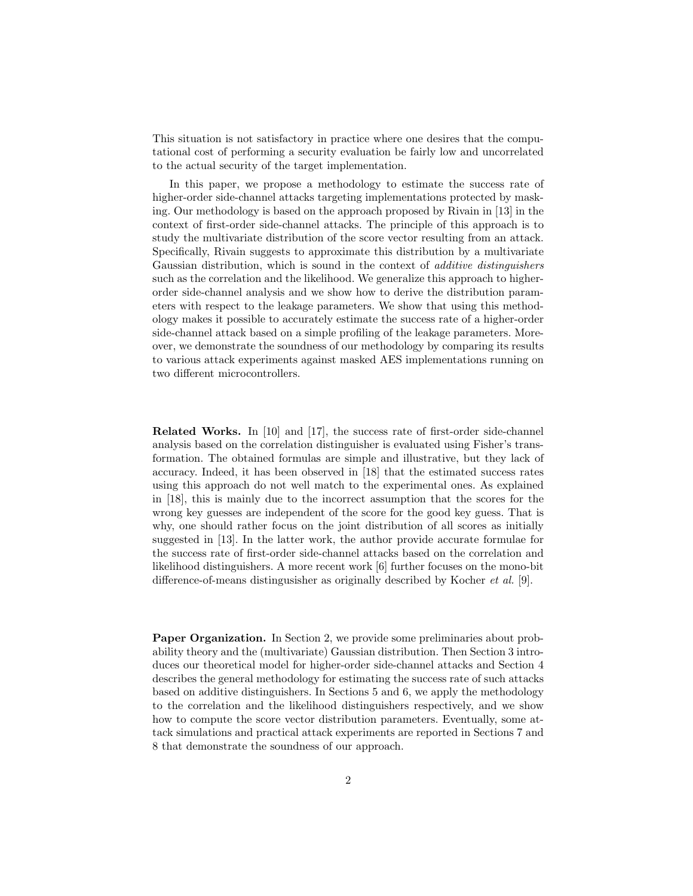This situation is not satisfactory in practice where one desires that the computational cost of performing a security evaluation be fairly low and uncorrelated to the actual security of the target implementation.

In this paper, we propose a methodology to estimate the success rate of higher-order side-channel attacks targeting implementations protected by masking. Our methodology is based on the approach proposed by Rivain in [13] in the context of first-order side-channel attacks. The principle of this approach is to study the multivariate distribution of the score vector resulting from an attack. Specifically, Rivain suggests to approximate this distribution by a multivariate Gaussian distribution, which is sound in the context of *additive distinguishers* such as the correlation and the likelihood. We generalize this approach to higher-order side-channel analysis and we show how to derive the distribution parameters with respect to the leakage parameters. We show that using this methodology makes it possible to accurately estimate the success rate of a higher-order side-channel attack based on a simple profiling of the leakage parameters. Moreover, we demonstrate the soundness of our methodology by comparing its results to various attack experiments against masked AES implementations running on two different microcontrollers.

**Related Works.** In [10] and [17], the success rate of first-order side-channel analysis based on the correlation distinguisher is evaluated using Fisher's transformation. The obtained formulas are simple and illustrative, but they lack of accuracy. Indeed, it has been observed in [18] that the estimated success rates using this approach do not well match to the experimental ones. As explained in [18], this is mainly due to the incorrect assumption that the scores for the wrong key guesses are independent of the score for the good key guess. That is why, one should rather focus on the joint distribution of all scores as initially suggested in [13]. In the latter work, the author provide accurate formulae for the success rate of first-order side-channel attacks based on the correlation and likelihood distinguishers. A more recent work [6] further focuses on the mono-bit difference-of-means distingusisher as originally described by Kocher *et al.* [9].

**Paper Organization.** In Section 2, we provide some preliminaries about probability theory and the (multivariate) Gaussian distribution. Then Section 3 introduces our theoretical model for higher-order side-channel attacks and Section 4 describes the general methodology for estimating the success rate of such attacks based on additive distinguishers. In Sections 5 and 6, we apply the methodology to the correlation and the likelihood distinguishers respectively, and we show how to compute the score vector distribution parameters. Eventually, some attack simulations and practical attack experiments are reported in Sections 7 and 8 that demonstrate the soundness of our approach.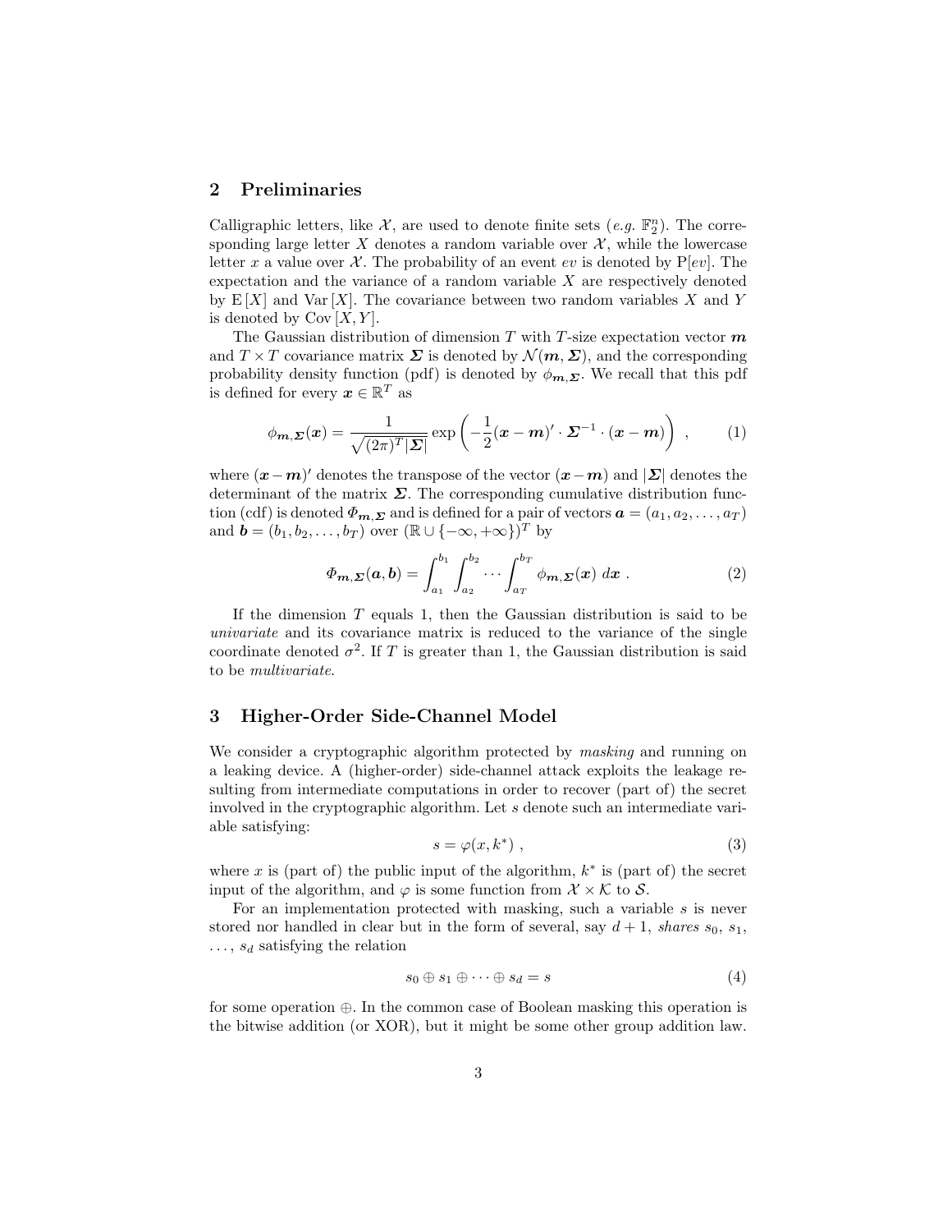## 2 Preliminaries

Calligraphic letters, like $\mathcal{X}$, are used to denote finite sets (*e.g.* $\mathbb{F}_2^n$). The corresponding large letter $X$ denotes a random variable over $\mathcal{X}$, while the lowercase letter $x$ a value over $\mathcal{X}$. The probability of an event $ev$ is denoted by $\mathrm{P}[ev]$. The expectation and the variance of a random variable $X$ are respectively denoted by $\mathrm{E}[X]$ and $\mathrm{Var}[X]$. The covariance between two random variables $X$ and $Y$ is denoted by $\mathrm{Cov}[X, Y]$.

The Gaussian distribution of dimension $T$ with $T$-size expectation vector $\boldsymbol{m}$ and $T \times T$ covariance matrix $\boldsymbol{\Sigma}$ is denoted by $\mathcal{N}(\boldsymbol{m}, \boldsymbol{\Sigma})$, and the corresponding probability density function (pdf) is denoted by $\phi_{\boldsymbol{m},\boldsymbol{\Sigma}}$. We recall that this pdf is defined for every $\boldsymbol{x} \in \mathbb{R}^T$ as

$$\phi_{\boldsymbol{m},\boldsymbol{\Sigma}}(\boldsymbol{x}) = \frac{1}{\sqrt{(2\pi)^T |\boldsymbol{\Sigma}|}} \exp\left(-\frac{1}{2}(\boldsymbol{x}-\boldsymbol{m})' \cdot \boldsymbol{\Sigma}^{-1} \cdot (\boldsymbol{x}-\boldsymbol{m})\right) , \tag{1}$$

where $(\boldsymbol{x}-\boldsymbol{m})'$ denotes the transpose of the vector $(\boldsymbol{x}-\boldsymbol{m})$ and $|\boldsymbol{\Sigma}|$ denotes the determinant of the matrix $\boldsymbol{\Sigma}$. The corresponding cumulative distribution function (cdf) is denoted $\Phi_{\boldsymbol{m},\boldsymbol{\Sigma}}$ and is defined for a pair of vectors $\boldsymbol{a} = (a_1, a_2, \ldots, a_T)$ and $\boldsymbol{b} = (b_1, b_2, \ldots, b_T)$ over $(\mathbb{R} \cup \{-\infty, +\infty\})^T$ by

$$\Phi_{\boldsymbol{m},\boldsymbol{\Sigma}}(\boldsymbol{a}, \boldsymbol{b}) = \int_{a_1}^{b_1} \int_{a_2}^{b_2} \cdots \int_{a_T}^{b_T} \phi_{\boldsymbol{m},\boldsymbol{\Sigma}}(\boldsymbol{x}) \; d\boldsymbol{x} \; . \tag{2}$$

If the dimension $T$ equals 1, then the Gaussian distribution is said to be *univariate* and its covariance matrix is reduced to the variance of the single coordinate denoted $\sigma^2$. If $T$ is greater than 1, the Gaussian distribution is said to be *multivariate*.

## 3 Higher-Order Side-Channel Model

We consider a cryptographic algorithm protected by *masking* and running on a leaking device. A (higher-order) side-channel attack exploits the leakage resulting from intermediate computations in order to recover (part of) the secret involved in the cryptographic algorithm. Let $s$ denote such an intermediate variable satisfying:

$$s = \varphi(x, k^*) \; , \tag{3}$$

where $x$ is (part of) the public input of the algorithm, $k^*$ is (part of) the secret input of the algorithm, and $\varphi$ is some function from $\mathcal{X} \times \mathcal{K}$ to $\mathcal{S}$.

For an implementation protected with masking, such a variable $s$ is never stored nor handled in clear but in the form of several, say $d+1$, *shares* $s_0$, $s_1$, $\ldots$, $s_d$ satisfying the relation

$$s_0 \oplus s_1 \oplus \cdots \oplus s_d = s \tag{4}$$

for some operation $\oplus$. In the common case of Boolean masking this operation is the bitwise addition (or XOR), but it might be some other group addition law.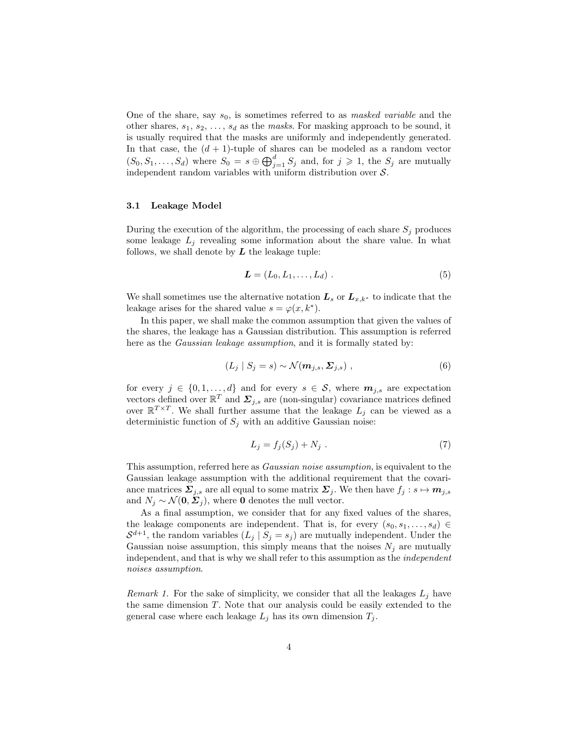One of the share, say $s_0$, is sometimes referred to as *masked variable* and the other shares, $s_1$, $s_2$, ..., $s_d$ as the *masks*. For masking approach to be sound, it is usually required that the masks are uniformly and independently generated. In that case, the $(d+1)$-tuple of shares can be modeled as a random vector $(S_0, S_1, \ldots, S_d)$ where $S_0 = s \oplus \bigoplus_{j=1}^{d} S_j$ and, for $j \geqslant 1$, the $S_j$ are mutually independent random variables with uniform distribution over $\mathcal{S}$.

### 3.1 Leakage Model

During the execution of the algorithm, the processing of each share $S_j$ produces some leakage $L_j$ revealing some information about the share value. In what follows, we shall denote by $\boldsymbol{L}$ the leakage tuple:

$$\boldsymbol{L} = (L_0, L_1, \ldots, L_d) \ . \tag{5}$$

We shall sometimes use the alternative notation $\boldsymbol{L}_s$ or $\boldsymbol{L}_{x,k^*}$ to indicate that the leakage arises for the shared value $s = \varphi(x, k^*)$.

In this paper, we shall make the common assumption that given the values of the shares, the leakage has a Gaussian distribution. This assumption is referred here as the *Gaussian leakage assumption*, and it is formally stated by:

$$(L_j \mid S_j = s) \sim \mathcal{N}(\boldsymbol{m}_{j,s}, \boldsymbol{\Sigma}_{j,s}) \ , \tag{6}$$

for every $j \in \{0, 1, \ldots, d\}$ and for every $s \in \mathcal{S}$, where $\boldsymbol{m}_{j,s}$ are expectation vectors defined over $\mathbb{R}^T$ and $\boldsymbol{\Sigma}_{j,s}$ are (non-singular) covariance matrices defined over $\mathbb{R}^{T \times T}$. We shall further assume that the leakage $L_j$ can be viewed as a deterministic function of $S_j$ with an additive Gaussian noise:

$$L_j = f_j(S_j) + N_j \ . \tag{7}$$

This assumption, referred here as *Gaussian noise assumption*, is equivalent to the Gaussian leakage assumption with the additional requirement that the covariance matrices $\boldsymbol{\Sigma}_{j,s}$ are all equal to some matrix $\boldsymbol{\Sigma}_j$. We then have $f_j : s \mapsto \boldsymbol{m}_{j,s}$ and $N_j \sim \mathcal{N}(\boldsymbol{0}, \boldsymbol{\Sigma}_j)$, where $\boldsymbol{0}$ denotes the null vector.

As a final assumption, we consider that for any fixed values of the shares, the leakage components are independent. That is, for every $(s_0, s_1, \ldots, s_d) \in \mathcal{S}^{d+1}$, the random variables $(L_j \mid S_j = s_j)$ are mutually independent. Under the Gaussian noise assumption, this simply means that the noises $N_j$ are mutually independent, and that is why we shall refer to this assumption as the *independent noises assumption*.

*Remark 1.* For the sake of simplicity, we consider that all the leakages $L_j$ have the same dimension $T$. Note that our analysis could be easily extended to the general case where each leakage $L_j$ has its own dimension $T_j$.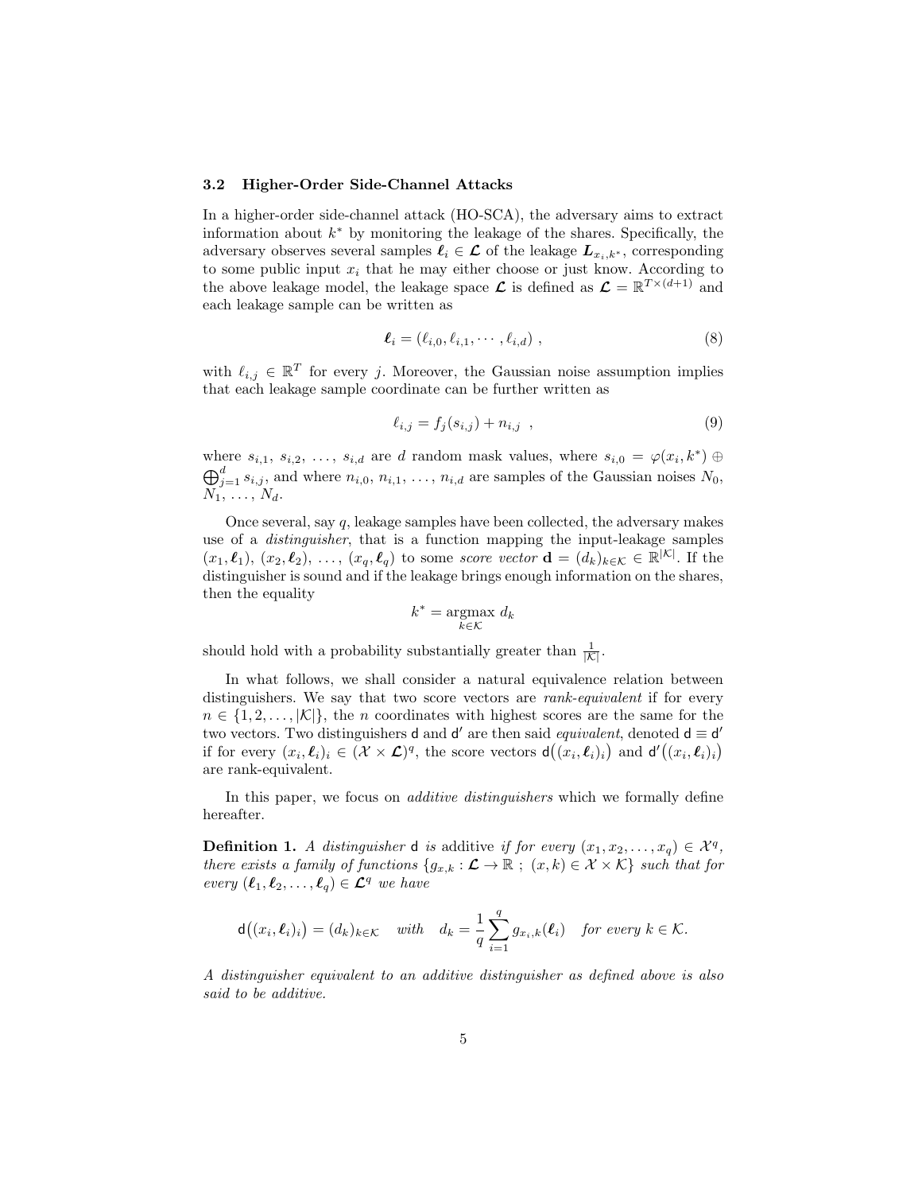### 3.2 Higher-Order Side-Channel Attacks

In a higher-order side-channel attack (HO-SCA), the adversary aims to extract information about $k^*$ by monitoring the leakage of the shares. Specifically, the adversary observes several samples $\boldsymbol{\ell}_i \in \boldsymbol{\mathcal{L}}$ of the leakage $\boldsymbol{L}_{x_i,k^*}$, corresponding to some public input $x_i$ that he may either choose or just know. According to the above leakage model, the leakage space $\boldsymbol{\mathcal{L}}$ is defined as $\boldsymbol{\mathcal{L}} = \mathbb{R}^{T\times(d+1)}$ and each leakage sample can be written as

$$\boldsymbol{\ell}_i = (\ell_{i,0}, \ell_{i,1}, \cdots, \ell_{i,d}) \ , \tag{8}$$

with $\ell_{i,j} \in \mathbb{R}^T$ for every $j$. Moreover, the Gaussian noise assumption implies that each leakage sample coordinate can be further written as

$$\ell_{i,j} = f_j(s_{i,j}) + n_{i,j} \ , \tag{9}$$

where $s_{i,1}$, $s_{i,2}$, $\ldots$, $s_{i,d}$ are $d$ random mask values, where $s_{i,0} = \varphi(x_i, k^*) \oplus \bigoplus_{j=1}^{d} s_{i,j}$, and where $n_{i,0}$, $n_{i,1}$, $\ldots$, $n_{i,d}$ are samples of the Gaussian noises $N_0$, $N_1$, $\ldots$, $N_d$.

Once several, say $q$, leakage samples have been collected, the adversary makes use of a *distinguisher*, that is a function mapping the input-leakage samples $(x_1, \boldsymbol{\ell}_1)$, $(x_2, \boldsymbol{\ell}_2)$, $\ldots$, $(x_q, \boldsymbol{\ell}_q)$ to some *score vector* $\mathbf{d} = (d_k)_{k\in\mathcal{K}} \in \mathbb{R}^{|\mathcal{K}|}$. If the distinguisher is sound and if the leakage brings enough information on the shares, then the equality

$$k^* = \operatorname*{argmax}_{k\in\mathcal{K}} d_k$$

should hold with a probability substantially greater than $\frac{1}{|\mathcal{K}|}$.

In what follows, we shall consider a natural equivalence relation between distinguishers. We say that two score vectors are *rank-equivalent* if for every $n \in \{1, 2, \ldots, |\mathcal{K}|\}$, the $n$ coordinates with highest scores are the same for the two vectors. Two distinguishers $\mathsf{d}$ and $\mathsf{d}'$ are then said *equivalent*, denoted $\mathsf{d} \equiv \mathsf{d}'$ if for every $(x_i, \boldsymbol{\ell}_i)_i \in (\mathcal{X} \times \boldsymbol{\mathcal{L}})^q$, the score vectors $\mathsf{d}\big((x_i, \boldsymbol{\ell}_i)_i\big)$ and $\mathsf{d}'\big((x_i, \boldsymbol{\ell}_i)_i\big)$ are rank-equivalent.

In this paper, we focus on *additive distinguishers* which we formally define hereafter.

**Definition 1.** *A distinguisher* $\mathsf{d}$ *is* additive *if for every* $(x_1, x_2, \ldots, x_q) \in \mathcal{X}^q$*, there exists a family of functions* $\{g_{x,k} : \boldsymbol{\mathcal{L}} \to \mathbb{R} \ ; \ (x,k) \in \mathcal{X} \times \mathcal{K}\}$ *such that for every* $(\boldsymbol{\ell}_1, \boldsymbol{\ell}_2, \ldots, \boldsymbol{\ell}_q) \in \boldsymbol{\mathcal{L}}^q$ *we have*

$$\mathsf{d}\big((x_i, \boldsymbol{\ell}_i)_i\big) = (d_k)_{k\in\mathcal{K}} \quad \text{with} \quad d_k = \frac{1}{q}\sum_{i=1}^{q} g_{x_i,k}(\boldsymbol{\ell}_i) \quad \text{for every } k \in \mathcal{K}.$$

*A distinguisher equivalent to an additive distinguisher as defined above is also said to be additive.*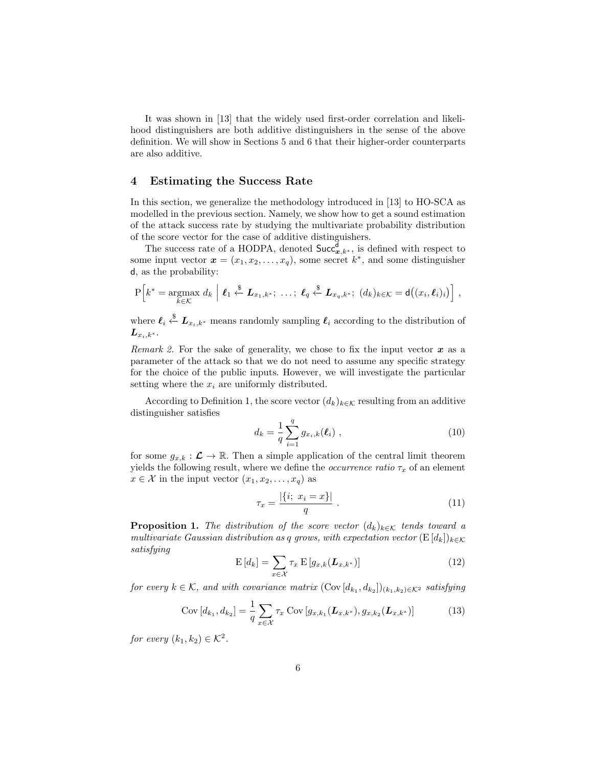It was shown in [13] that the widely used first-order correlation and likelihood distinguishers are both additive distinguishers in the sense of the above definition. We will show in Sections 5 and 6 that their higher-order counterparts are also additive.

## 4 Estimating the Success Rate

In this section, we generalize the methodology introduced in [13] to HO-SCA as modelled in the previous section. Namely, we show how to get a sound estimation of the attack success rate by studying the multivariate probability distribution of the score vector for the case of additive distinguishers.

The success rate of a HODPA, denoted $\mathsf{Succ}^{\mathsf{d}}_{\boldsymbol{x},k^*}$, is defined with respect to some input vector $\boldsymbol{x} = (x_1, x_2, \ldots, x_q)$, some secret $k^*$, and some distinguisher $\mathsf{d}$, as the probability:

$$\mathrm{P}\Big[k^* = \operatorname*{argmax}_{k \in \mathcal{K}} d_k \;\Big|\; \boldsymbol{\ell}_1 \xleftarrow{\$} \boldsymbol{L}_{x_1,k^*};\; \ldots;\; \boldsymbol{\ell}_q \xleftarrow{\$} \boldsymbol{L}_{x_q,k^*};\; (d_k)_{k \in \mathcal{K}} = \mathsf{d}\big((x_i, \boldsymbol{\ell}_i)_i\big)\Big] \;,$$

where $\boldsymbol{\ell}_i \xleftarrow{\$} \boldsymbol{L}_{x_i,k^*}$ means randomly sampling $\boldsymbol{\ell}_i$ according to the distribution of $\boldsymbol{L}_{x_i,k^*}$.

*Remark 2.* For the sake of generality, we chose to fix the input vector $\boldsymbol{x}$ as a parameter of the attack so that we do not need to assume any specific strategy for the choice of the public inputs. However, we will investigate the particular setting where the $x_i$ are uniformly distributed.

According to Definition 1, the score vector $(d_k)_{k \in \mathcal{K}}$ resulting from an additive distinguisher satisfies

$$d_k = \frac{1}{q} \sum_{i=1}^{q} g_{x_i,k}(\boldsymbol{\ell}_i) \;, \tag{10}$$

for some $g_{x,k} : \boldsymbol{\mathcal{L}} \to \mathbb{R}$. Then a simple application of the central limit theorem yields the following result, where we define the *occurrence ratio* $\tau_x$ of an element $x \in \mathcal{X}$ in the input vector $(x_1, x_2, \ldots, x_q)$ as

$$\tau_x = \frac{|\{i;\; x_i = x\}|}{q} \;. \tag{11}$$

**Proposition 1.** *The distribution of the score vector $(d_k)_{k \in \mathcal{K}}$ tends toward a multivariate Gaussian distribution as $q$ grows, with expectation vector $(\mathrm{E}[d_k])_{k \in \mathcal{K}}$ satisfying*

$$\mathrm{E}[d_k] = \sum_{x \in \mathcal{X}} \tau_x \, \mathrm{E}[g_{x,k}(\boldsymbol{L}_{x,k^*})] \tag{12}$$

*for every $k \in \mathcal{K}$, and with covariance matrix $(\mathrm{Cov}[d_{k_1}, d_{k_2}])_{(k_1,k_2) \in \mathcal{K}^2}$ satisfying*

$$\mathrm{Cov}[d_{k_1}, d_{k_2}] = \frac{1}{q} \sum_{x \in \mathcal{X}} \tau_x \, \mathrm{Cov}[g_{x,k_1}(\boldsymbol{L}_{x,k^*}), g_{x,k_2}(\boldsymbol{L}_{x,k^*})] \tag{13}$$

*for every $(k_1, k_2) \in \mathcal{K}^2$.*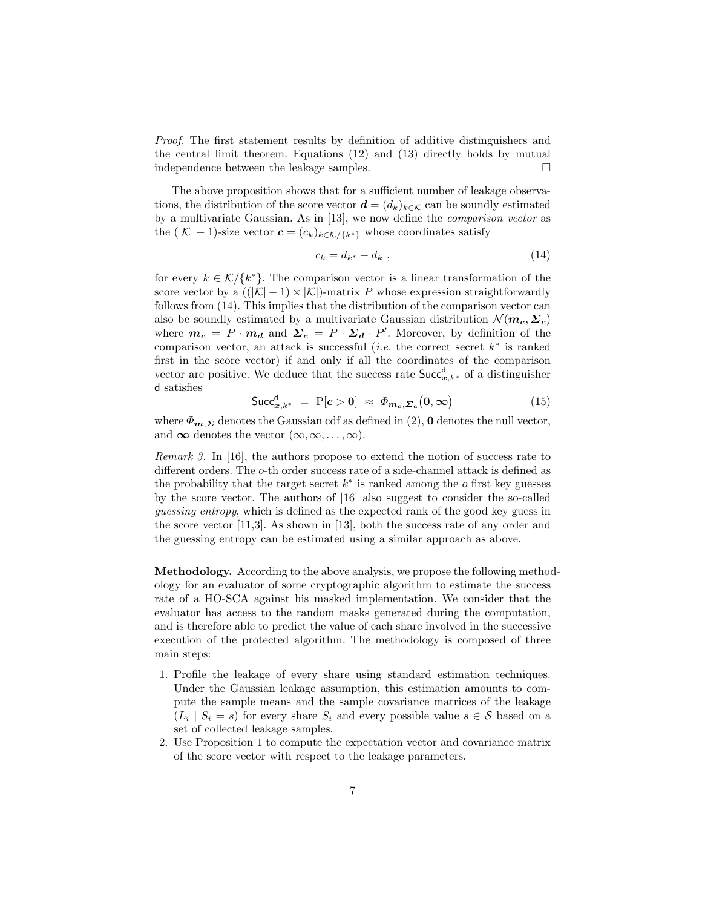*Proof.* The first statement results by definition of additive distinguishers and the central limit theorem. Equations (12) and (13) directly holds by mutual independence between the leakage samples. □

The above proposition shows that for a sufficient number of leakage observations, the distribution of the score vector $\boldsymbol{d} = (d_k)_{k \in \mathcal{K}}$ can be soundly estimated by a multivariate Gaussian. As in [13], we now define the *comparison vector* as the $(|\mathcal{K}| - 1)$-size vector $\boldsymbol{c} = (c_k)_{k \in \mathcal{K}/\{k^*\}}$ whose coordinates satisfy

$$c_k = d_{k^*} - d_k \ , \tag{14}$$

for every $k \in \mathcal{K}/\{k^*\}$. The comparison vector is a linear transformation of the score vector by a $((|\mathcal{K}| - 1) \times |\mathcal{K}|)$-matrix $P$ whose expression straightforwardly follows from (14). This implies that the distribution of the comparison vector can also be soundly estimated by a multivariate Gaussian distribution $\mathcal{N}(\boldsymbol{m_c}, \boldsymbol{\Sigma_c})$ where $\boldsymbol{m_c} = P \cdot \boldsymbol{m_d}$ and $\boldsymbol{\Sigma_c} = P \cdot \boldsymbol{\Sigma_d} \cdot P'$. Moreover, by definition of the comparison vector, an attack is successful (*i.e.* the correct secret $k^*$ is ranked first in the score vector) if and only if all the coordinates of the comparison vector are positive. We deduce that the success rate $\mathsf{Succ}^{\mathsf{d}}_{\boldsymbol{x},k^*}$ of a distinguisher $\mathsf{d}$ satisfies

$$\mathsf{Succ}^{\mathsf{d}}_{\boldsymbol{x},k^*} \ = \ \mathrm{P}[\boldsymbol{c} > \boldsymbol{0}] \ \approx \ \Phi_{\boldsymbol{m_c},\boldsymbol{\Sigma_c}}\big(\boldsymbol{0}, \boldsymbol{\infty}\big) \tag{15}$$

where $\Phi_{\boldsymbol{m},\boldsymbol{\Sigma}}$ denotes the Gaussian cdf as defined in (2), $\boldsymbol{0}$ denotes the null vector, and $\boldsymbol{\infty}$ denotes the vector $(\infty, \infty, \ldots, \infty)$.

*Remark 3.* In [16], the authors propose to extend the notion of success rate to different orders. The $o$-th order success rate of a side-channel attack is defined as the probability that the target secret $k^*$ is ranked among the $o$ first key guesses by the score vector. The authors of [16] also suggest to consider the so-called *guessing entropy*, which is defined as the expected rank of the good key guess in the score vector [11,3]. As shown in [13], both the success rate of any order and the guessing entropy can be estimated using a similar approach as above.

**Methodology.** According to the above analysis, we propose the following methodology for an evaluator of some cryptographic algorithm to estimate the success rate of a HO-SCA against his masked implementation. We consider that the evaluator has access to the random masks generated during the computation, and is therefore able to predict the value of each share involved in the successive execution of the protected algorithm. The methodology is composed of three main steps:

1. Profile the leakage of every share using standard estimation techniques. Under the Gaussian leakage assumption, this estimation amounts to compute the sample means and the sample covariance matrices of the leakage $(L_i \mid S_i = s)$ for every share $S_i$ and every possible value $s \in \mathcal{S}$ based on a set of collected leakage samples.
2. Use Proposition 1 to compute the expectation vector and covariance matrix of the score vector with respect to the leakage parameters.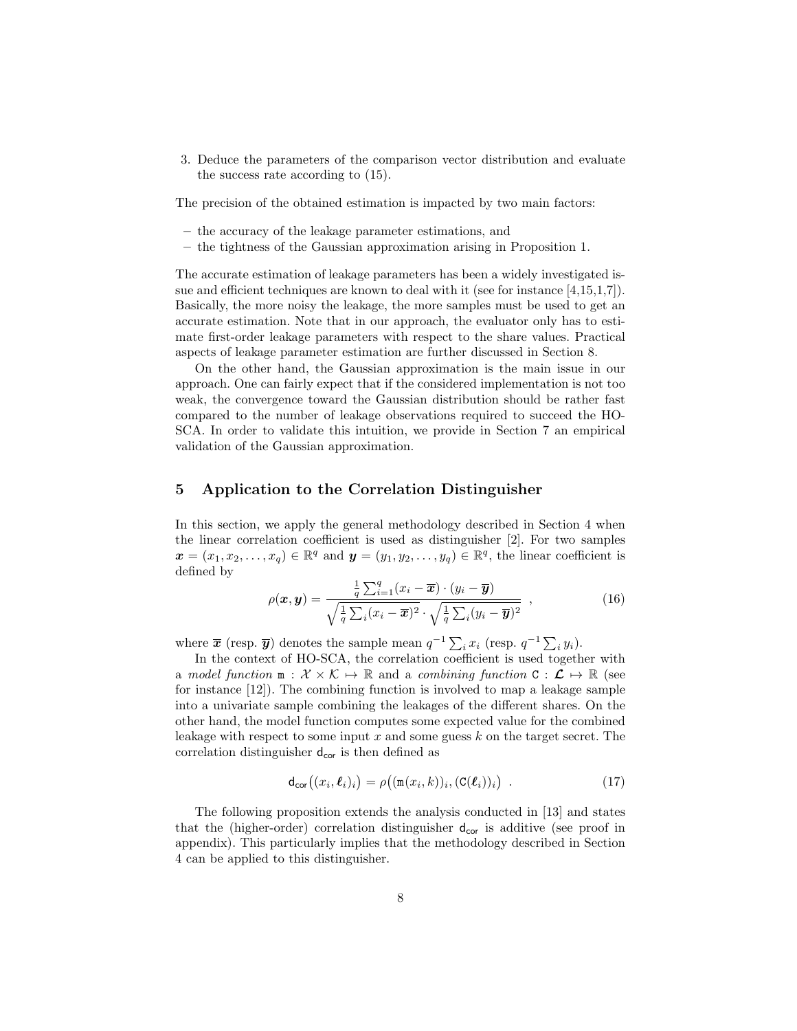3. Deduce the parameters of the comparison vector distribution and evaluate the success rate according to (15).

The precision of the obtained estimation is impacted by two main factors:

- the accuracy of the leakage parameter estimations, and
- the tightness of the Gaussian approximation arising in Proposition 1.

The accurate estimation of leakage parameters has been a widely investigated issue and efficient techniques are known to deal with it (see for instance [4,15,1,7]). Basically, the more noisy the leakage, the more samples must be used to get an accurate estimation. Note that in our approach, the evaluator only has to estimate first-order leakage parameters with respect to the share values. Practical aspects of leakage parameter estimation are further discussed in Section 8.

On the other hand, the Gaussian approximation is the main issue in our approach. One can fairly expect that if the considered implementation is not too weak, the convergence toward the Gaussian distribution should be rather fast compared to the number of leakage observations required to succeed the HO-SCA. In order to validate this intuition, we provide in Section 7 an empirical validation of the Gaussian approximation.

## 5 Application to the Correlation Distinguisher

In this section, we apply the general methodology described in Section 4 when the linear correlation coefficient is used as distinguisher [2]. For two samples $\boldsymbol{x} = (x_1, x_2, \dots, x_q) \in \mathbb{R}^q$ and $\boldsymbol{y} = (y_1, y_2, \dots, y_q) \in \mathbb{R}^q$, the linear coefficient is defined by

$$\rho(\boldsymbol{x}, \boldsymbol{y}) = \frac{\frac{1}{q}\sum_{i=1}^{q}(x_i - \overline{\boldsymbol{x}}) \cdot (y_i - \overline{\boldsymbol{y}})}{\sqrt{\frac{1}{q}\sum_i (x_i - \overline{\boldsymbol{x}})^2} \cdot \sqrt{\frac{1}{q}\sum_i (y_i - \overline{\boldsymbol{y}})^2}} \quad , \tag{16}$$

where $\overline{\boldsymbol{x}}$ (resp. $\overline{\boldsymbol{y}}$) denotes the sample mean $q^{-1}\sum_i x_i$ (resp. $q^{-1}\sum_i y_i$).

In the context of HO-SCA, the correlation coefficient is used together with a *model function* $\mathtt{m} : \mathcal{X} \times \mathcal{K} \mapsto \mathbb{R}$ and a *combining function* $\mathtt{C} : \boldsymbol{\mathcal{L}} \mapsto \mathbb{R}$ (see for instance [12]). The combining function is involved to map a leakage sample into a univariate sample combining the leakages of the different shares. On the other hand, the model function computes some expected value for the combined leakage with respect to some input $x$ and some guess $k$ on the target secret. The correlation distinguisher $\mathsf{d}_{\mathsf{cor}}$ is then defined as

$$\mathsf{d}_{\mathsf{cor}}\big((x_i, \boldsymbol{\ell}_i)_i\big) = \rho\big((\mathtt{m}(x_i, k))_i, (\mathtt{C}(\boldsymbol{\ell}_i))_i\big) \ . \tag{17}$$

The following proposition extends the analysis conducted in [13] and states that the (higher-order) correlation distinguisher $\mathsf{d}_{\mathsf{cor}}$ is additive (see proof in appendix). This particularly implies that the methodology described in Section 4 can be applied to this distinguisher.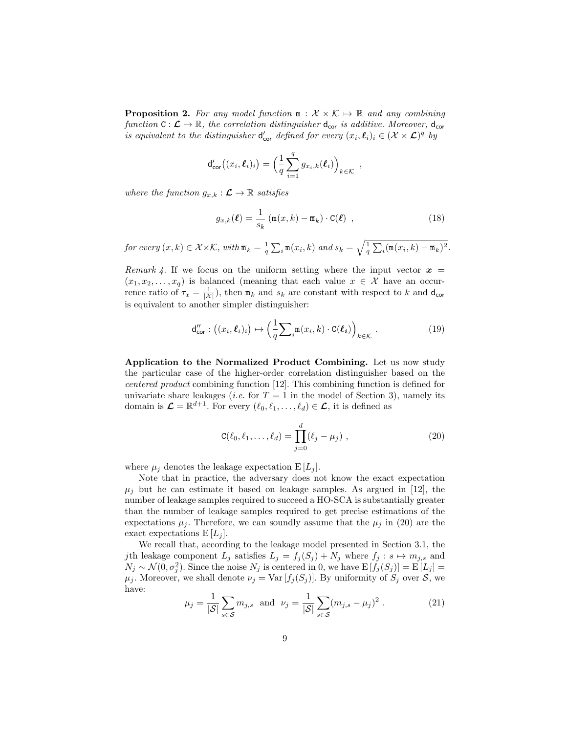**Proposition 2.** *For any model function* $\mathtt{m} : \mathcal{X} \times \mathcal{K} \mapsto \mathbb{R}$ *and any combining function* $\mathtt{C} : \boldsymbol{\mathcal{L}} \mapsto \mathbb{R}$*, the correlation distinguisher* $\mathsf{d}_{\mathsf{cor}}$ *is additive. Moreover,* $\mathsf{d}_{\mathsf{cor}}$ *is equivalent to the distinguisher* $\mathsf{d}'_{\mathsf{cor}}$ *defined for every* $(x_i, \boldsymbol{\ell}_i)_i \in (\mathcal{X} \times \boldsymbol{\mathcal{L}})^q$ *by*

$$\mathsf{d}'_{\mathsf{cor}}\big((x_i, \boldsymbol{\ell}_i)_i\big) = \Big(\frac{1}{q}\sum_{i=1}^{q} g_{x_i,k}(\boldsymbol{\ell}_i)\Big)_{k\in\mathcal{K}} ,$$

*where the function* $g_{x,k} : \boldsymbol{\mathcal{L}} \to \mathbb{R}$ *satisfies*

$$g_{x,k}(\boldsymbol{\ell}) = \frac{1}{s_k}\,(\mathtt{m}(x,k) - \overline{\mathtt{m}}_k) \cdot \mathtt{C}(\boldsymbol{\ell}) \ , \tag{18}$$

*for every* $(x,k) \in \mathcal{X}\times\mathcal{K}$*, with* $\overline{\mathtt{m}}_k = \frac{1}{q}\sum_i \mathtt{m}(x_i,k)$ *and* $s_k = \sqrt{\frac{1}{q}\sum_i(\mathtt{m}(x_i,k) - \overline{\mathtt{m}}_k)^2}$.

*Remark 4.* If we focus on the uniform setting where the input vector $\boldsymbol{x} = (x_1, x_2, \ldots, x_q)$ is balanced (meaning that each value $x \in \mathcal{X}$ have an occurrence ratio of $\tau_x = \frac{1}{|\mathcal{X}|}$), then $\overline{\mathtt{m}}_k$ and $s_k$ are constant with respect to $k$ and $\mathsf{d}_{\mathsf{cor}}$ is equivalent to another simpler distinguisher:

$$\mathsf{d}''_{\mathsf{cor}} : \big((x_i, \boldsymbol{\ell}_i)_i\big) \mapsto \Big(\frac{1}{q}\sum_i \mathtt{m}(x_i,k) \cdot \mathtt{C}(\boldsymbol{\ell_i})\Big)_{k\in\mathcal{K}} . \tag{19}$$

**Application to the Normalized Product Combining.** Let us now study the particular case of the higher-order correlation distinguisher based on the *centered product* combining function [12]. This combining function is defined for univariate share leakages (*i.e.* for $T = 1$ in the model of Section 3), namely its domain is $\boldsymbol{\mathcal{L}} = \mathbb{R}^{d+1}$. For every $(\ell_0, \ell_1, \ldots, \ell_d) \in \boldsymbol{\mathcal{L}}$, it is defined as

$$\mathtt{C}(\ell_0, \ell_1, \ldots, \ell_d) = \prod_{j=0}^{d}(\ell_j - \mu_j) \ , \tag{20}$$

where $\mu_j$ denotes the leakage expectation $\mathrm{E}[L_j]$.

Note that in practice, the adversary does not know the exact expectation $\mu_j$ but he can estimate it based on leakage samples. As argued in [12], the number of leakage samples required to succeed a HO-SCA is substantially greater than the number of leakage samples required to get precise estimations of the expectations $\mu_j$. Therefore, we can soundly assume that the $\mu_j$ in (20) are the exact expectations $\mathrm{E}[L_j]$.

We recall that, according to the leakage model presented in Section 3.1, the $j$th leakage component $L_j$ satisfies $L_j = f_j(S_j) + N_j$ where $f_j : s \mapsto m_{j,s}$ and $N_j \sim \mathcal{N}(0, \sigma_j^2)$. Since the noise $N_j$ is centered in 0, we have $\mathrm{E}[f_j(S_j)] = \mathrm{E}[L_j] = \mu_j$. Moreover, we shall denote $\nu_j = \mathrm{Var}[f_j(S_j)]$. By uniformity of $S_j$ over $\mathcal{S}$, we have:

$$\mu_j = \frac{1}{|\mathcal{S}|}\sum_{s\in\mathcal{S}} m_{j,s} \ \text{ and } \ \nu_j = \frac{1}{|\mathcal{S}|}\sum_{s\in\mathcal{S}}(m_{j,s} - \mu_j)^2 \ . \tag{21}$$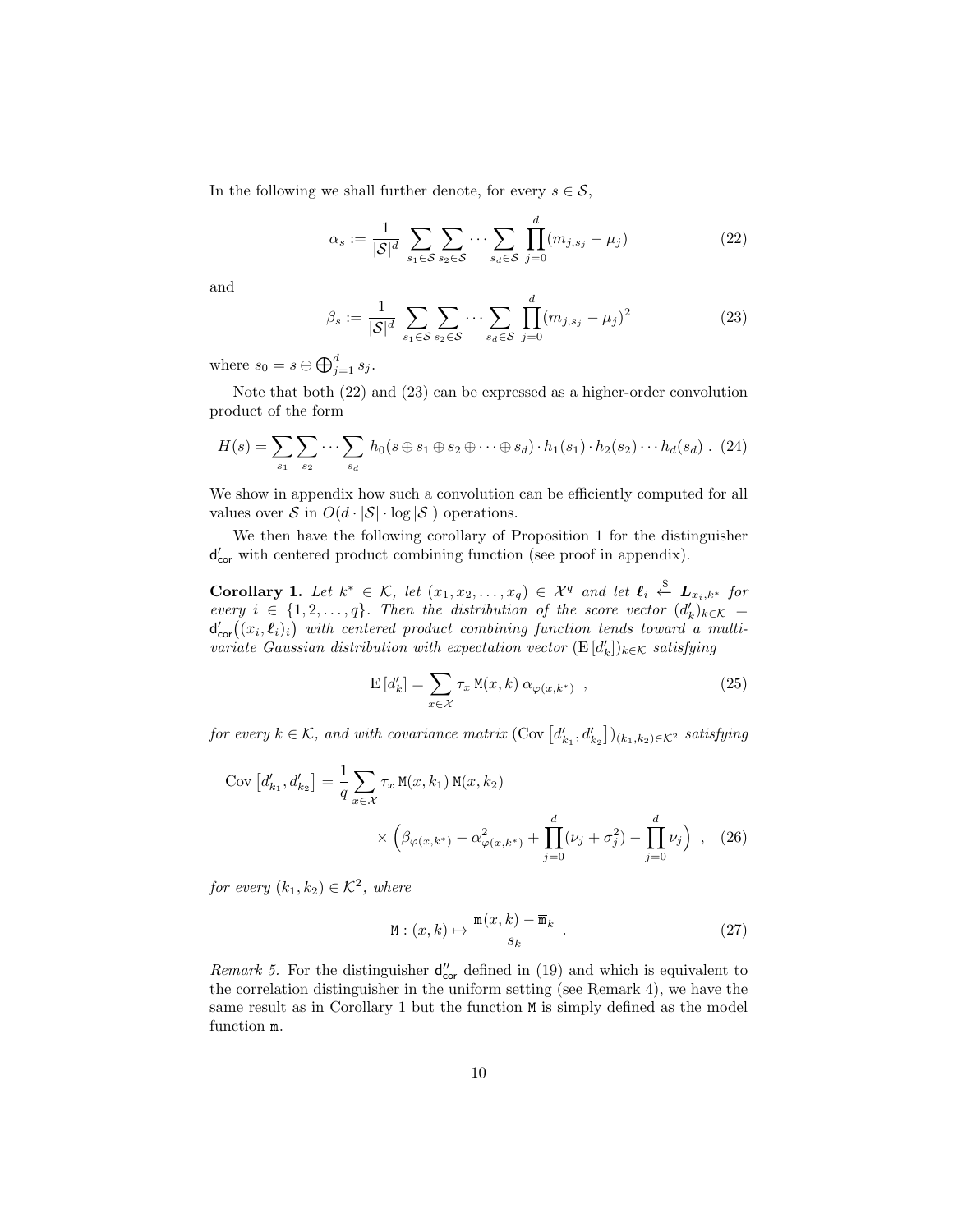In the following we shall further denote, for every $s \in \mathcal{S}$,

$$\alpha_s := \frac{1}{|\mathcal{S}|^d} \sum_{s_1 \in \mathcal{S}} \sum_{s_2 \in \mathcal{S}} \cdots \sum_{s_d \in \mathcal{S}} \prod_{j=0}^{d} (m_{j,s_j} - \mu_j) \tag{22}$$

and

$$\beta_s := \frac{1}{|\mathcal{S}|^d} \sum_{s_1 \in \mathcal{S}} \sum_{s_2 \in \mathcal{S}} \cdots \sum_{s_d \in \mathcal{S}} \prod_{j=0}^{d} (m_{j,s_j} - \mu_j)^2 \tag{23}$$

where $s_0 = s \oplus \bigoplus_{j=1}^{d} s_j$.

Note that both (22) and (23) can be expressed as a higher-order convolution product of the form

$$H(s) = \sum_{s_1} \sum_{s_2} \cdots \sum_{s_d} h_0(s \oplus s_1 \oplus s_2 \oplus \cdots \oplus s_d) \cdot h_1(s_1) \cdot h_2(s_2) \cdots h_d(s_d) \ . \tag{24}$$

We show in appendix how such a convolution can be efficiently computed for all values over $\mathcal{S}$ in $O(d \cdot |\mathcal{S}| \cdot \log |\mathcal{S}|)$ operations.

We then have the following corollary of Proposition 1 for the distinguisher $\mathsf{d}'_{\mathsf{cor}}$ with centered product combining function (see proof in appendix).

**Corollary 1.** *Let $k^* \in \mathcal{K}$, let $(x_1, x_2, \ldots, x_q) \in \mathcal{X}^q$ and let $\boldsymbol{\ell}_i \xleftarrow{\$} \boldsymbol{L}_{x_i,k^*}$ for every $i \in \{1, 2, \ldots, q\}$. Then the distribution of the score vector $(d'_k)_{k \in \mathcal{K}} = \mathsf{d}'_{\mathsf{cor}}\big((x_i, \boldsymbol{\ell}_i)_i\big)$ with centered product combining function tends toward a multivariate Gaussian distribution with expectation vector $(\mathrm{E}\,[d'_k])_{k \in \mathcal{K}}$ satisfying*

$$\mathrm{E}\,[d'_k] = \sum_{x \in \mathcal{X}} \tau_x \, \mathtt{M}(x,k) \, \alpha_{\varphi(x,k^*)} \ , \tag{25}$$

*for every $k \in \mathcal{K}$, and with covariance matrix $(\mathrm{Cov}\left[d'_{k_1}, d'_{k_2}\right])_{(k_1,k_2) \in \mathcal{K}^2}$ satisfying*

$$\mathrm{Cov}\left[d'_{k_1}, d'_{k_2}\right] = \frac{1}{q} \sum_{x \in \mathcal{X}} \tau_x \, \mathtt{M}(x,k_1) \, \mathtt{M}(x,k_2) \\ \times \Big( \beta_{\varphi(x,k^*)} - \alpha^2_{\varphi(x,k^*)} + \prod_{j=0}^{d} (\nu_j + \sigma_j^2) - \prod_{j=0}^{d} \nu_j \Big) \ , \tag{26}$$

*for every $(k_1, k_2) \in \mathcal{K}^2$, where*

$$\mathtt{M} : (x,k) \mapsto \frac{\mathtt{m}(x,k) - \overline{\mathtt{m}}_k}{s_k} \ . \tag{27}$$

*Remark 5.* For the distinguisher $\mathsf{d}''_{\mathsf{cor}}$ defined in (19) and which is equivalent to the correlation distinguisher in the uniform setting (see Remark 4), we have the same result as in Corollary 1 but the function $\mathtt{M}$ is simply defined as the model function $\mathtt{m}$.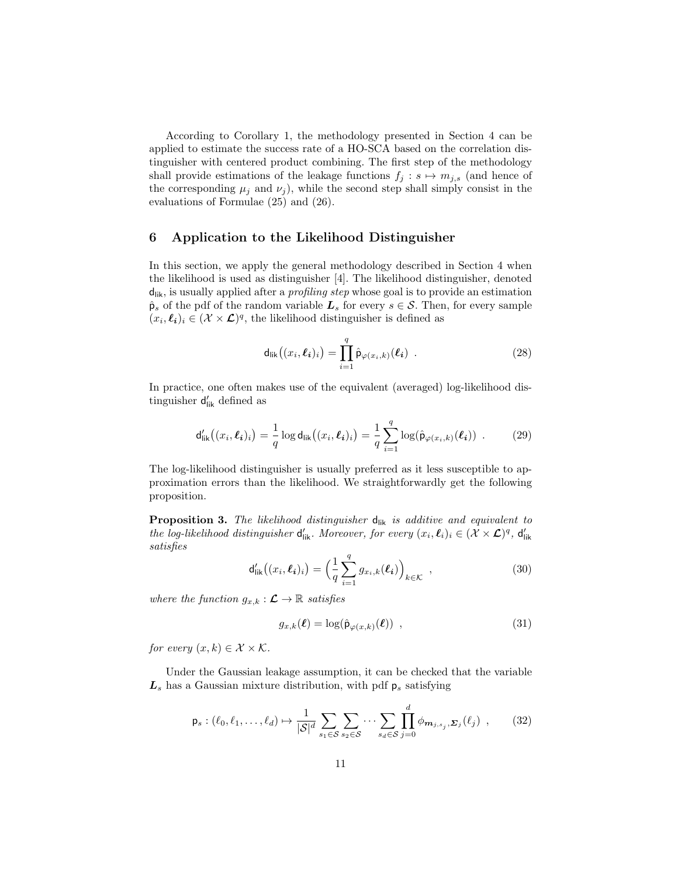According to Corollary 1, the methodology presented in Section 4 can be applied to estimate the success rate of a HO-SCA based on the correlation distinguisher with centered product combining. The first step of the methodology shall provide estimations of the leakage functions $f_j : s \mapsto m_{j,s}$ (and hence of the corresponding $\mu_j$ and $\nu_j$), while the second step shall simply consist in the evaluations of Formulae (25) and (26).

## 6 Application to the Likelihood Distinguisher

In this section, we apply the general methodology described in Section 4 when the likelihood is used as distinguisher [4]. The likelihood distinguisher, denoted $\mathsf{d}_{\mathsf{lik}}$, is usually applied after a *profiling step* whose goal is to provide an estimation $\hat{\mathsf{p}}_s$ of the pdf of the random variable $\boldsymbol{L}_s$ for every $s \in \mathcal{S}$. Then, for every sample $(x_i, \boldsymbol{\ell_i})_i \in (\mathcal{X} \times \boldsymbol{\mathcal{L}})^q$, the likelihood distinguisher is defined as

$$\mathsf{d}_{\mathsf{lik}}\big((x_i, \boldsymbol{\ell_i})_i\big) = \prod_{i=1}^{q} \hat{\mathsf{p}}_{\varphi(x_i,k)}(\boldsymbol{\ell_i}) \ . \tag{28}$$

In practice, one often makes use of the equivalent (averaged) log-likelihood distinguisher $\mathsf{d}'_{\mathsf{lik}}$ defined as

$$\mathsf{d}'_{\mathsf{lik}}\big((x_i, \boldsymbol{\ell_i})_i\big) = \frac{1}{q} \log \mathsf{d}_{\mathsf{lik}}\big((x_i, \boldsymbol{\ell_i})_i\big) = \frac{1}{q} \sum_{i=1}^{q} \log(\hat{\mathsf{p}}_{\varphi(x_i,k)}(\boldsymbol{\ell_i})) \ . \tag{29}$$

The log-likelihood distinguisher is usually preferred as it less susceptible to approximation errors than the likelihood. We straightforwardly get the following proposition.

**Proposition 3.** *The likelihood distinguisher $\mathsf{d}_{\mathsf{lik}}$ is additive and equivalent to the log-likelihood distinguisher $\mathsf{d}'_{\mathsf{lik}}$. Moreover, for every $(x_i, \boldsymbol{\ell}_i)_i \in (\mathcal{X} \times \boldsymbol{\mathcal{L}})^q$, $\mathsf{d}'_{\mathsf{lik}}$ satisfies*

$$\mathsf{d}'_{\mathsf{lik}}\big((x_i, \boldsymbol{\ell_i})_i\big) = \Big(\frac{1}{q} \sum_{i=1}^{q} g_{x_i,k}(\boldsymbol{\ell_i})\Big)_{k \in \mathcal{K}} \ , \tag{30}$$

*where the function $g_{x,k} : \boldsymbol{\mathcal{L}} \to \mathbb{R}$ satisfies*

$$g_{x,k}(\boldsymbol{\ell}) = \log(\hat{\mathsf{p}}_{\varphi(x,k)}(\boldsymbol{\ell})) \ , \tag{31}$$

*for every $(x, k) \in \mathcal{X} \times \mathcal{K}$.*

Under the Gaussian leakage assumption, it can be checked that the variable $\boldsymbol{L}_s$ has a Gaussian mixture distribution, with pdf $\mathsf{p}_s$ satisfying

$$\mathsf{p}_s : (\ell_0, \ell_1, \ldots, \ell_d) \mapsto \frac{1}{|\mathcal{S}|^d} \sum_{s_1 \in \mathcal{S}} \sum_{s_2 \in \mathcal{S}} \cdots \sum_{s_d \in \mathcal{S}} \prod_{j=0}^{d} \phi_{\boldsymbol{m}_{j,s_j}, \boldsymbol{\Sigma}_j}(\ell_j) \ , \tag{32}$$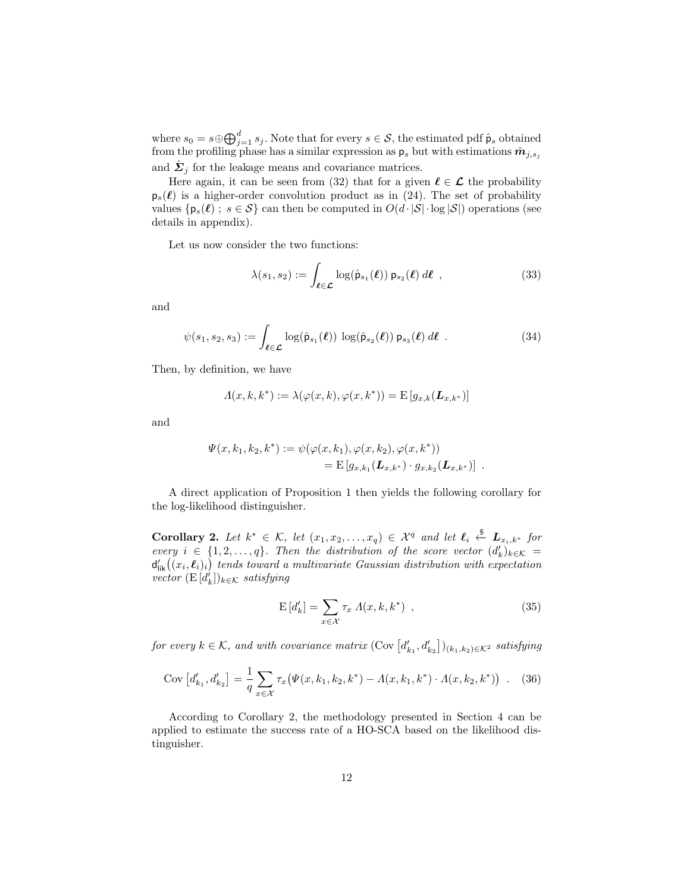where $s_0 = s \oplus \bigoplus_{j=1}^{d} s_j$. Note that for every $s \in \mathcal{S}$, the estimated pdf $\hat{\mathsf{p}}_s$ obtained from the profiling phase has a similar expression as $\mathsf{p}_s$ but with estimations $\hat{\boldsymbol{m}}_{j,s_j}$ and $\hat{\boldsymbol{\Sigma}}_j$ for the leakage means and covariance matrices.

Here again, it can be seen from (32) that for a given $\boldsymbol{\ell} \in \boldsymbol{\mathcal{L}}$ the probability $\mathsf{p}_s(\boldsymbol{\ell})$ is a higher-order convolution product as in (24). The set of probability values $\{\mathsf{p}_s(\boldsymbol{\ell})\ ;\ s \in \mathcal{S}\}$ can then be computed in $O(d \cdot |\mathcal{S}| \cdot \log |\mathcal{S}|)$ operations (see details in appendix).

Let us now consider the two functions:

$$\lambda(s_1, s_2) := \int_{\boldsymbol{\ell} \in \boldsymbol{\mathcal{L}}} \log(\hat{\mathsf{p}}_{s_1}(\boldsymbol{\ell}))\ \mathsf{p}_{s_2}(\boldsymbol{\ell})\ d\boldsymbol{\ell}\ , \tag{33}$$

and

$$\psi(s_1, s_2, s_3) := \int_{\boldsymbol{\ell} \in \boldsymbol{\mathcal{L}}} \log(\hat{\mathsf{p}}_{s_1}(\boldsymbol{\ell}))\ \log(\hat{\mathsf{p}}_{s_2}(\boldsymbol{\ell}))\ \mathsf{p}_{s_3}(\boldsymbol{\ell})\ d\boldsymbol{\ell}\ . \tag{34}$$

Then, by definition, we have

$$\Lambda(x, k, k^*) := \lambda(\varphi(x, k), \varphi(x, k^*)) = \mathrm{E}\left[g_{x,k}(\boldsymbol{L}_{x,k^*})\right]$$

and

$$\begin{aligned}\Psi(x, k_1, k_2, k^*) &:= \psi(\varphi(x, k_1), \varphi(x, k_2), \varphi(x, k^*)) \\ &= \mathrm{E}\left[g_{x,k_1}(\boldsymbol{L}_{x,k^*}) \cdot g_{x,k_2}(\boldsymbol{L}_{x,k^*})\right]\ .\end{aligned}$$

A direct application of Proposition 1 then yields the following corollary for the log-likelihood distinguisher.

**Corollary 2.** *Let $k^* \in \mathcal{K}$, let $(x_1, x_2, \ldots, x_q) \in \mathcal{X}^q$ and let $\boldsymbol{\ell}_i \xleftarrow{\$} \boldsymbol{L}_{x_i,k^*}$ for every $i \in \{1, 2, \ldots, q\}$. Then the distribution of the score vector $(d'_k)_{k\in\mathcal{K}} = \mathsf{d}'_{\mathsf{lik}}\big((x_i, \boldsymbol{\ell}_i)_i\big)$ tends toward a multivariate Gaussian distribution with expectation vector $(\mathrm{E}\,[d'_k])_{k\in\mathcal{K}}$ satisfying*

$$\mathrm{E}\,[d'_k] = \sum_{x\in\mathcal{X}} \tau_x\ \Lambda(x, k, k^*)\ , \tag{35}$$

*for every $k \in \mathcal{K}$, and with covariance matrix $(\mathrm{Cov}\left[d'_{k_1}, d'_{k_2}\right])_{(k_1,k_2)\in\mathcal{K}^2}$ satisfying*

$$\mathrm{Cov}\left[d'_{k_1}, d'_{k_2}\right] = \frac{1}{q} \sum_{x\in\mathcal{X}} \tau_x \big(\Psi(x, k_1, k_2, k^*) - \Lambda(x, k_1, k^*) \cdot \Lambda(x, k_2, k^*)\big)\ . \tag{36}$$

According to Corollary 2, the methodology presented in Section 4 can be applied to estimate the success rate of a HO-SCA based on the likelihood distinguisher.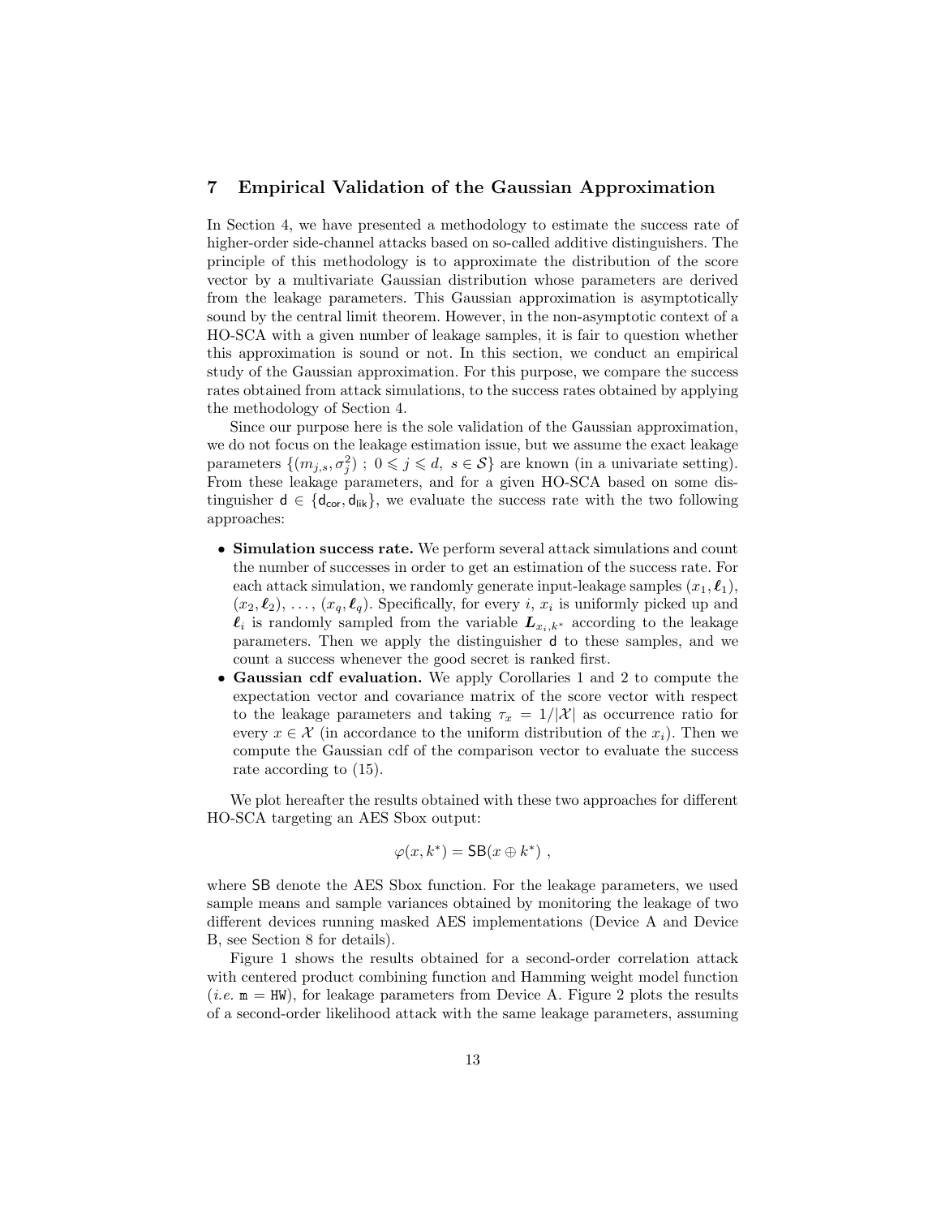## 7 Empirical Validation of the Gaussian Approximation

In Section 4, we have presented a methodology to estimate the success rate of higher-order side-channel attacks based on so-called additive distinguishers. The principle of this methodology is to approximate the distribution of the score vector by a multivariate Gaussian distribution whose parameters are derived from the leakage parameters. This Gaussian approximation is asymptotically sound by the central limit theorem. However, in the non-asymptotic context of a HO-SCA with a given number of leakage samples, it is fair to question whether this approximation is sound or not. In this section, we conduct an empirical study of the Gaussian approximation. For this purpose, we compare the success rates obtained from attack simulations, to the success rates obtained by applying the methodology of Section 4.

Since our purpose here is the sole validation of the Gaussian approximation, we do not focus on the leakage estimation issue, but we assume the exact leakage parameters $\{(m_{j,s}, \sigma_j^2)\ ;\ 0 \leqslant j \leqslant d,\ s \in \mathcal{S}\}$ are known (in a univariate setting). From these leakage parameters, and for a given HO-SCA based on some distinguisher $\mathsf{d} \in \{\mathsf{d}_{\mathsf{cor}}, \mathsf{d}_{\mathsf{lik}}\}$, we evaluate the success rate with the two following approaches:

- **Simulation success rate.** We perform several attack simulations and count the number of successes in order to get an estimation of the success rate. For each attack simulation, we randomly generate input-leakage samples $(x_1, \boldsymbol{\ell}_1)$, $(x_2, \boldsymbol{\ell}_2)$, ..., $(x_q, \boldsymbol{\ell}_q)$. Specifically, for every $i$, $x_i$ is uniformly picked up and $\boldsymbol{\ell}_i$ is randomly sampled from the variable $\boldsymbol{L}_{x_i,k^*}$ according to the leakage parameters. Then we apply the distinguisher $\mathsf{d}$ to these samples, and we count a success whenever the good secret is ranked first.
- **Gaussian cdf evaluation.** We apply Corollaries 1 and 2 to compute the expectation vector and covariance matrix of the score vector with respect to the leakage parameters and taking $\tau_x = 1/|\mathcal{X}|$ as occurrence ratio for every $x \in \mathcal{X}$ (in accordance to the uniform distribution of the $x_i$). Then we compute the Gaussian cdf of the comparison vector to evaluate the success rate according to (15).

We plot hereafter the results obtained with these two approaches for different HO-SCA targeting an AES Sbox output:

$$\varphi(x, k^*) = \mathsf{SB}(x \oplus k^*) \ ,$$

where $\mathsf{SB}$ denote the AES Sbox function. For the leakage parameters, we used sample means and sample variances obtained by monitoring the leakage of two different devices running masked AES implementations (Device A and Device B, see Section 8 for details).

Figure 1 shows the results obtained for a second-order correlation attack with centered product combining function and Hamming weight model function (*i.e.* $\mathtt{m} = \mathtt{HW}$), for leakage parameters from Device A. Figure 2 plots the results of a second-order likelihood attack with the same leakage parameters, assuming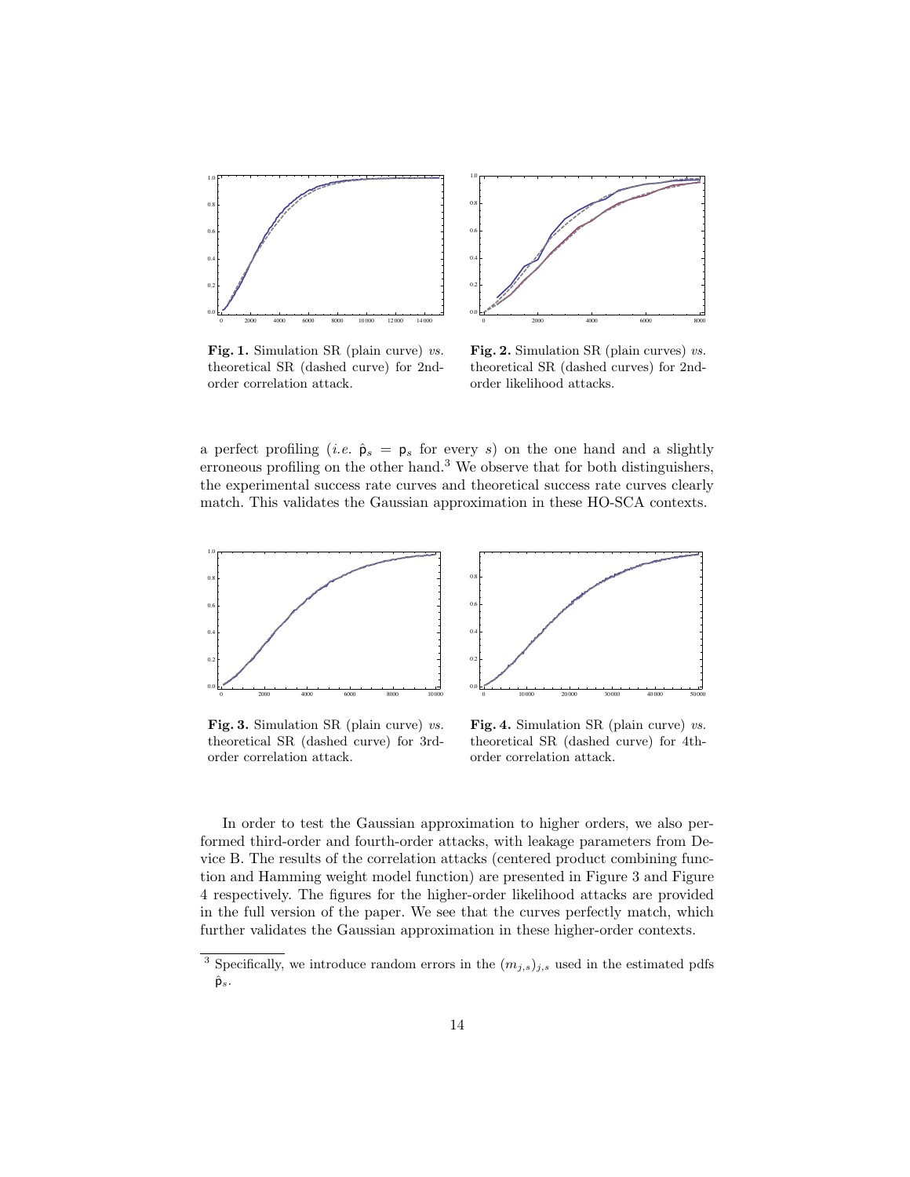Fig. 1. Simulation SR (plain curve) *vs.* theoretical SR (dashed curve) for 2nd-order correlation attack.

Fig. 2. Simulation SR (plain curves) *vs.* theoretical SR (dashed curves) for 2nd-order likelihood attacks.

a perfect profiling (*i.e.* $\hat{\mathsf{p}}_s = \mathsf{p}_s$ for every $s$) on the one hand and a slightly erroneous profiling on the other hand.[3] We observe that for both distinguishers, the experimental success rate curves and theoretical success rate curves clearly match. This validates the Gaussian approximation in these HO-SCA contexts.

Fig. 3. Simulation SR (plain curve) *vs.* theoretical SR (dashed curve) for 3rd-order correlation attack.

Fig. 4. Simulation SR (plain curve) *vs.* theoretical SR (dashed curve) for 4th-order correlation attack.

In order to test the Gaussian approximation to higher orders, we also performed third-order and fourth-order attacks, with leakage parameters from Device B. The results of the correlation attacks (centered product combining function and Hamming weight model function) are presented in Figure 3 and Figure 4 respectively. The figures for the higher-order likelihood attacks are provided in the full version of the paper. We see that the curves perfectly match, which further validates the Gaussian approximation in these higher-order contexts.

[3] Specifically, we introduce random errors in the $(m_{j,s})_{j,s}$ used in the estimated pdfs $\hat{\mathsf{p}}_s$.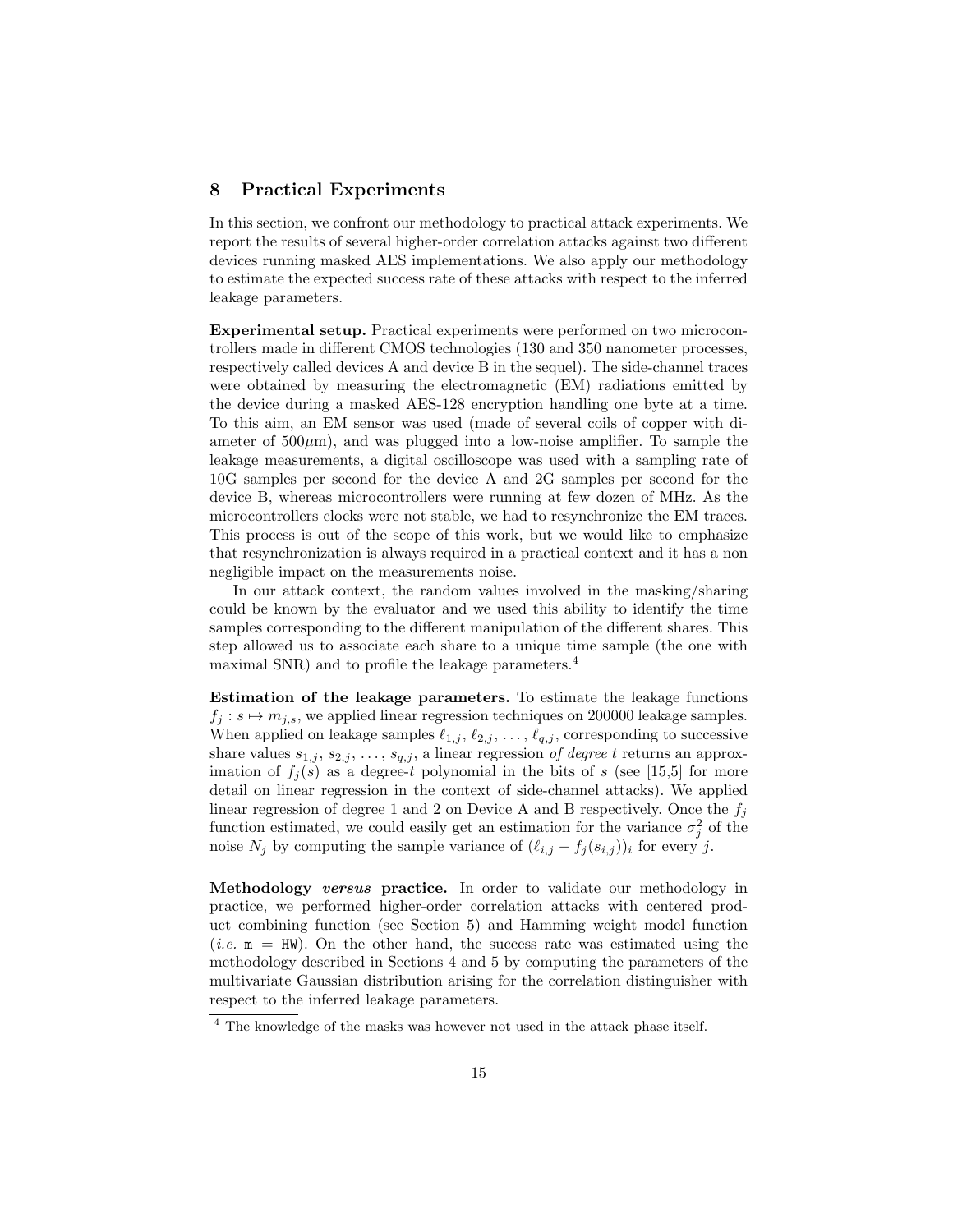## 8 Practical Experiments

In this section, we confront our methodology to practical attack experiments. We report the results of several higher-order correlation attacks against two different devices running masked AES implementations. We also apply our methodology to estimate the expected success rate of these attacks with respect to the inferred leakage parameters.

**Experimental setup.** Practical experiments were performed on two microcontrollers made in different CMOS technologies (130 and 350 nanometer processes, respectively called devices A and device B in the sequel). The side-channel traces were obtained by measuring the electromagnetic (EM) radiations emitted by the device during a masked AES-128 encryption handling one byte at a time. To this aim, an EM sensor was used (made of several coils of copper with diameter of $500\mu$m), and was plugged into a low-noise amplifier. To sample the leakage measurements, a digital oscilloscope was used with a sampling rate of 10G samples per second for the device A and 2G samples per second for the device B, whereas microcontrollers were running at few dozen of MHz. As the microcontrollers clocks were not stable, we had to resynchronize the EM traces. This process is out of the scope of this work, but we would like to emphasize that resynchronization is always required in a practical context and it has a non negligible impact on the measurements noise.

In our attack context, the random values involved in the masking/sharing could be known by the evaluator and we used this ability to identify the time samples corresponding to the different manipulation of the different shares. This step allowed us to associate each share to a unique time sample (the one with maximal SNR) and to profile the leakage parameters.[4]

**Estimation of the leakage parameters.** To estimate the leakage functions $f_j : s \mapsto m_{j,s}$, we applied linear regression techniques on 200000 leakage samples. When applied on leakage samples $\ell_{1,j}, \ell_{2,j}, \ldots, \ell_{q,j}$, corresponding to successive share values $s_{1,j}, s_{2,j}, \ldots, s_{q,j}$, a linear regression *of degree t* returns an approximation of $f_j(s)$ as a degree-$t$ polynomial in the bits of $s$ (see [15,5] for more detail on linear regression in the context of side-channel attacks). We applied linear regression of degree 1 and 2 on Device A and B respectively. Once the $f_j$ function estimated, we could easily get an estimation for the variance $\sigma_j^2$ of the noise $N_j$ by computing the sample variance of $(\ell_{i,j} - f_j(s_{i,j}))_i$ for every $j$.

**Methodology *versus* practice.** In order to validate our methodology in practice, we performed higher-order correlation attacks with centered product combining function (see Section 5) and Hamming weight model function (*i.e.* $\mathtt{m} = \mathtt{HW}$). On the other hand, the success rate was estimated using the methodology described in Sections 4 and 5 by computing the parameters of the multivariate Gaussian distribution arising for the correlation distinguisher with respect to the inferred leakage parameters.

[4] The knowledge of the masks was however not used in the attack phase itself.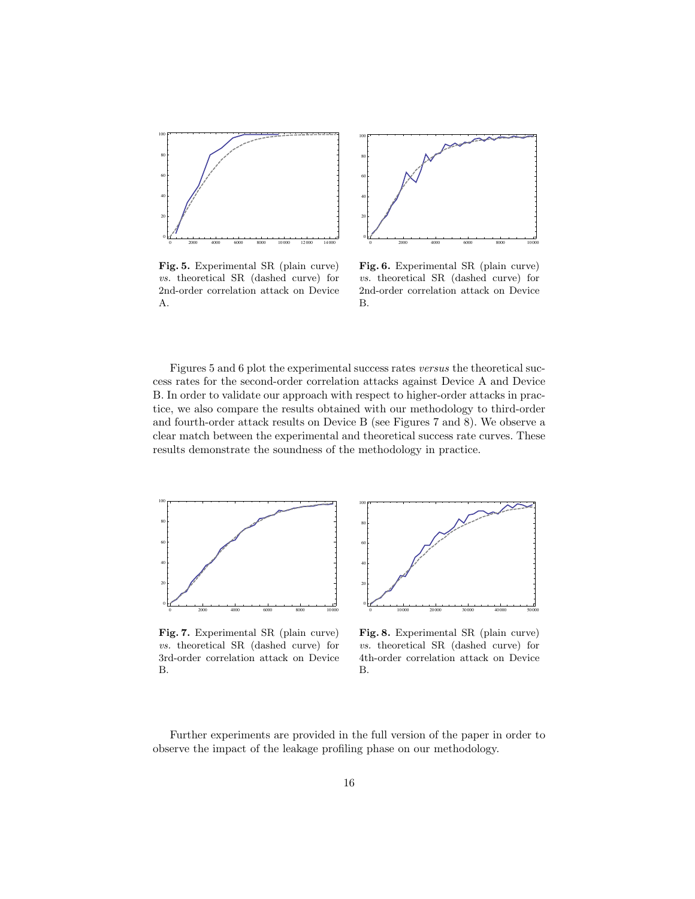**Fig. 5.** Experimental SR (plain curve) *vs.* theoretical SR (dashed curve) for 2nd-order correlation attack on Device A.

**Fig. 6.** Experimental SR (plain curve) *vs.* theoretical SR (dashed curve) for 2nd-order correlation attack on Device B.

Figures 5 and 6 plot the experimental success rates *versus* the theoretical success rates for the second-order correlation attacks against Device A and Device B. In order to validate our approach with respect to higher-order attacks in practice, we also compare the results obtained with our methodology to third-order and fourth-order attack results on Device B (see Figures 7 and 8). We observe a clear match between the experimental and theoretical success rate curves. These results demonstrate the soundness of the methodology in practice.

**Fig. 7.** Experimental SR (plain curve) *vs.* theoretical SR (dashed curve) for 3rd-order correlation attack on Device B.

**Fig. 8.** Experimental SR (plain curve) *vs.* theoretical SR (dashed curve) for 4th-order correlation attack on Device B.

Further experiments are provided in the full version of the paper in order to observe the impact of the leakage profiling phase on our methodology.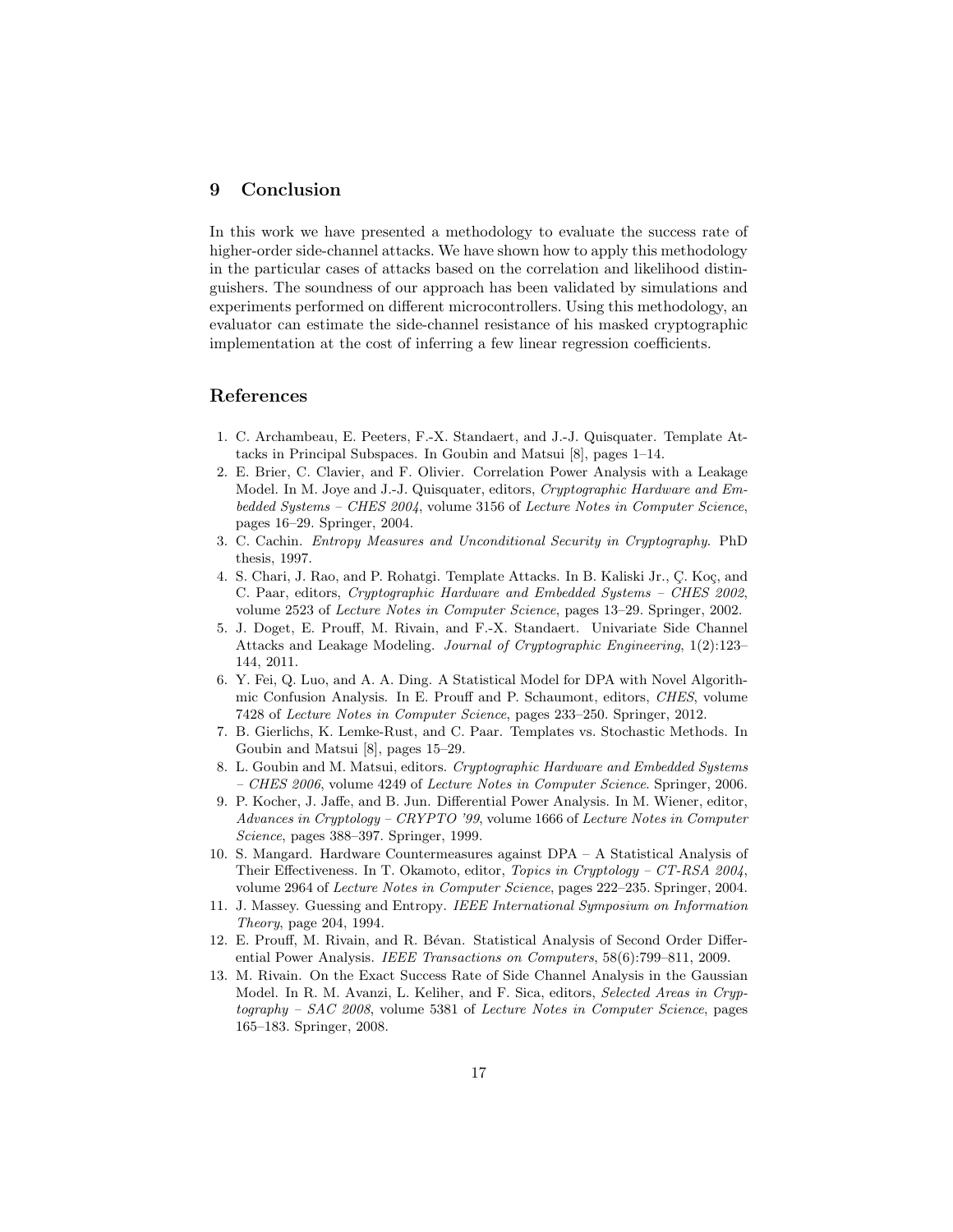## 9 Conclusion

In this work we have presented a methodology to evaluate the success rate of higher-order side-channel attacks. We have shown how to apply this methodology in the particular cases of attacks based on the correlation and likelihood distinguishers. The soundness of our approach has been validated by simulations and experiments performed on different microcontrollers. Using this methodology, an evaluator can estimate the side-channel resistance of his masked cryptographic implementation at the cost of inferring a few linear regression coefficients.

## References

1. C. Archambeau, E. Peeters, F.-X. Standaert, and J.-J. Quisquater. Template Attacks in Principal Subspaces. In Goubin and Matsui [8], pages 1–14.
2. E. Brier, C. Clavier, and F. Olivier. Correlation Power Analysis with a Leakage Model. In M. Joye and J.-J. Quisquater, editors, *Cryptographic Hardware and Embedded Systems – CHES 2004*, volume 3156 of *Lecture Notes in Computer Science*, pages 16–29. Springer, 2004.
3. C. Cachin. *Entropy Measures and Unconditional Security in Cryptography*. PhD thesis, 1997.
4. S. Chari, J. Rao, and P. Rohatgi. Template Attacks. In B. Kaliski Jr., Ç. Koç, and C. Paar, editors, *Cryptographic Hardware and Embedded Systems – CHES 2002*, volume 2523 of *Lecture Notes in Computer Science*, pages 13–29. Springer, 2002.
5. J. Doget, E. Prouff, M. Rivain, and F.-X. Standaert. Univariate Side Channel Attacks and Leakage Modeling. *Journal of Cryptographic Engineering*, 1(2):123–144, 2011.
6. Y. Fei, Q. Luo, and A. A. Ding. A Statistical Model for DPA with Novel Algorithmic Confusion Analysis. In E. Prouff and P. Schaumont, editors, *CHES*, volume 7428 of *Lecture Notes in Computer Science*, pages 233–250. Springer, 2012.
7. B. Gierlichs, K. Lemke-Rust, and C. Paar. Templates vs. Stochastic Methods. In Goubin and Matsui [8], pages 15–29.
8. L. Goubin and M. Matsui, editors. *Cryptographic Hardware and Embedded Systems – CHES 2006*, volume 4249 of *Lecture Notes in Computer Science*. Springer, 2006.
9. P. Kocher, J. Jaffe, and B. Jun. Differential Power Analysis. In M. Wiener, editor, *Advances in Cryptology – CRYPTO '99*, volume 1666 of *Lecture Notes in Computer Science*, pages 388–397. Springer, 1999.
10. S. Mangard. Hardware Countermeasures against DPA – A Statistical Analysis of Their Effectiveness. In T. Okamoto, editor, *Topics in Cryptology – CT-RSA 2004*, volume 2964 of *Lecture Notes in Computer Science*, pages 222–235. Springer, 2004.
11. J. Massey. Guessing and Entropy. *IEEE International Symposium on Information Theory*, page 204, 1994.
12. E. Prouff, M. Rivain, and R. Bévan. Statistical Analysis of Second Order Differential Power Analysis. *IEEE Transactions on Computers*, 58(6):799–811, 2009.
13. M. Rivain. On the Exact Success Rate of Side Channel Analysis in the Gaussian Model. In R. M. Avanzi, L. Keliher, and F. Sica, editors, *Selected Areas in Cryptography – SAC 2008*, volume 5381 of *Lecture Notes in Computer Science*, pages 165–183. Springer, 2008.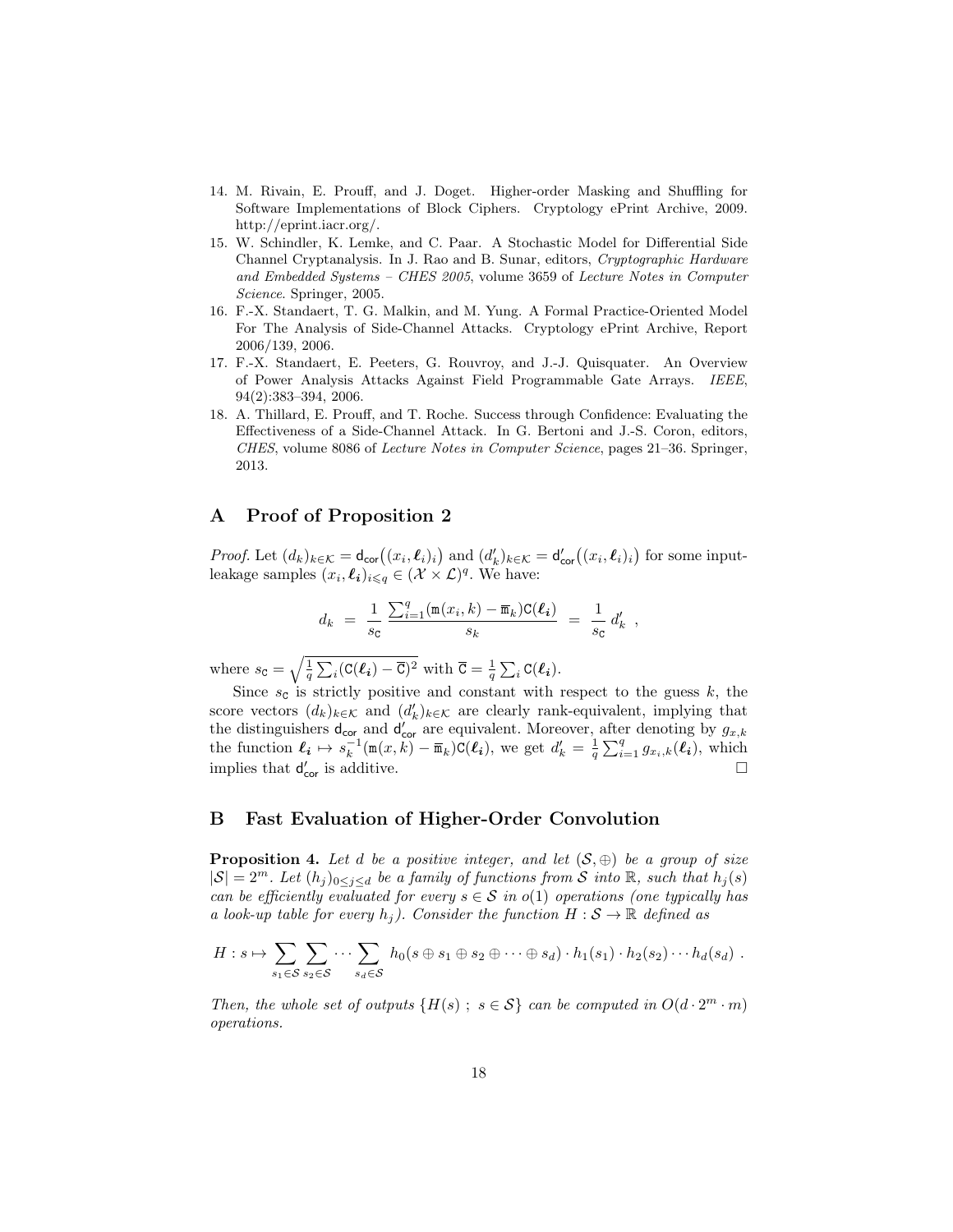14. M. Rivain, E. Prouff, and J. Doget. Higher-order Masking and Shuffling for Software Implementations of Block Ciphers. Cryptology ePrint Archive, 2009. http://eprint.iacr.org/.
15. W. Schindler, K. Lemke, and C. Paar. A Stochastic Model for Differential Side Channel Cryptanalysis. In J. Rao and B. Sunar, editors, *Cryptographic Hardware and Embedded Systems – CHES 2005*, volume 3659 of *Lecture Notes in Computer Science*. Springer, 2005.
16. F.-X. Standaert, T. G. Malkin, and M. Yung. A Formal Practice-Oriented Model For The Analysis of Side-Channel Attacks. Cryptology ePrint Archive, Report 2006/139, 2006.
17. F.-X. Standaert, E. Peeters, G. Rouvroy, and J.-J. Quisquater. An Overview of Power Analysis Attacks Against Field Programmable Gate Arrays. *IEEE*, 94(2):383–394, 2006.
18. A. Thillard, E. Prouff, and T. Roche. Success through Confidence: Evaluating the Effectiveness of a Side-Channel Attack. In G. Bertoni and J.-S. Coron, editors, *CHES*, volume 8086 of *Lecture Notes in Computer Science*, pages 21–36. Springer, 2013.

## A Proof of Proposition 2

*Proof.* Let $(d_k)_{k\in\mathcal{K}} = \mathsf{d}_{\mathsf{cor}}\big((x_i,\boldsymbol{\ell}_i)_i\big)$ and $(d'_k)_{k\in\mathcal{K}} = \mathsf{d}'_{\mathsf{cor}}\big((x_i,\boldsymbol{\ell}_i)_i\big)$ for some input-leakage samples $(x_i,\boldsymbol{\ell}_i)_{i\leqslant q} \in (\mathcal{X}\times\mathcal{L})^q$. We have:

$$d_k \;=\; \frac{1}{s_{\mathtt{C}}}\,\frac{\sum_{i=1}^{q}(\mathtt{m}(x_i,k)-\overline{\mathtt{m}}_k)\mathtt{C}(\boldsymbol{\ell}_i)}{s_k} \;=\; \frac{1}{s_{\mathtt{C}}}\,d'_k \;,$$

where $s_{\mathtt{C}} = \sqrt{\frac{1}{q}\sum_i(\mathtt{C}(\boldsymbol{\ell}_i)-\overline{\mathtt{C}})^2}$ with $\overline{\mathtt{C}} = \frac{1}{q}\sum_i \mathtt{C}(\boldsymbol{\ell}_i)$.

Since $s_{\mathtt{C}}$ is strictly positive and constant with respect to the guess $k$, the score vectors $(d_k)_{k\in\mathcal{K}}$ and $(d'_k)_{k\in\mathcal{K}}$ are clearly rank-equivalent, implying that the distinguishers $\mathsf{d}_{\mathsf{cor}}$ and $\mathsf{d}'_{\mathsf{cor}}$ are equivalent. Moreover, after denoting by $g_{x,k}$ the function $\boldsymbol{\ell}_i \mapsto s_k^{-1}(\mathtt{m}(x,k)-\overline{\mathtt{m}}_k)\mathtt{C}(\boldsymbol{\ell}_i)$, we get $d'_k = \frac{1}{q}\sum_{i=1}^{q} g_{x_i,k}(\boldsymbol{\ell}_i)$, which implies that $\mathsf{d}'_{\mathsf{cor}}$ is additive. □

## B Fast Evaluation of Higher-Order Convolution

**Proposition 4.** *Let $d$ be a positive integer, and let $(\mathcal{S},\oplus)$ be a group of size $|\mathcal{S}| = 2^m$. Let $(h_j)_{0\leq j\leq d}$ be a family of functions from $\mathcal{S}$ into $\mathbb{R}$, such that $h_j(s)$ can be efficiently evaluated for every $s\in\mathcal{S}$ in $o(1)$ operations (one typically has a look-up table for every $h_j$). Consider the function $H:\mathcal{S}\to\mathbb{R}$ defined as*

$$H : s \mapsto \sum_{s_1\in\mathcal{S}}\sum_{s_2\in\mathcal{S}}\cdots\sum_{s_d\in\mathcal{S}} h_0(s\oplus s_1\oplus s_2\oplus\cdots\oplus s_d)\cdot h_1(s_1)\cdot h_2(s_2)\cdots h_d(s_d)\;.$$

*Then, the whole set of outputs $\{H(s)\;;\; s\in\mathcal{S}\}$ can be computed in $O(d\cdot 2^m\cdot m)$ operations.*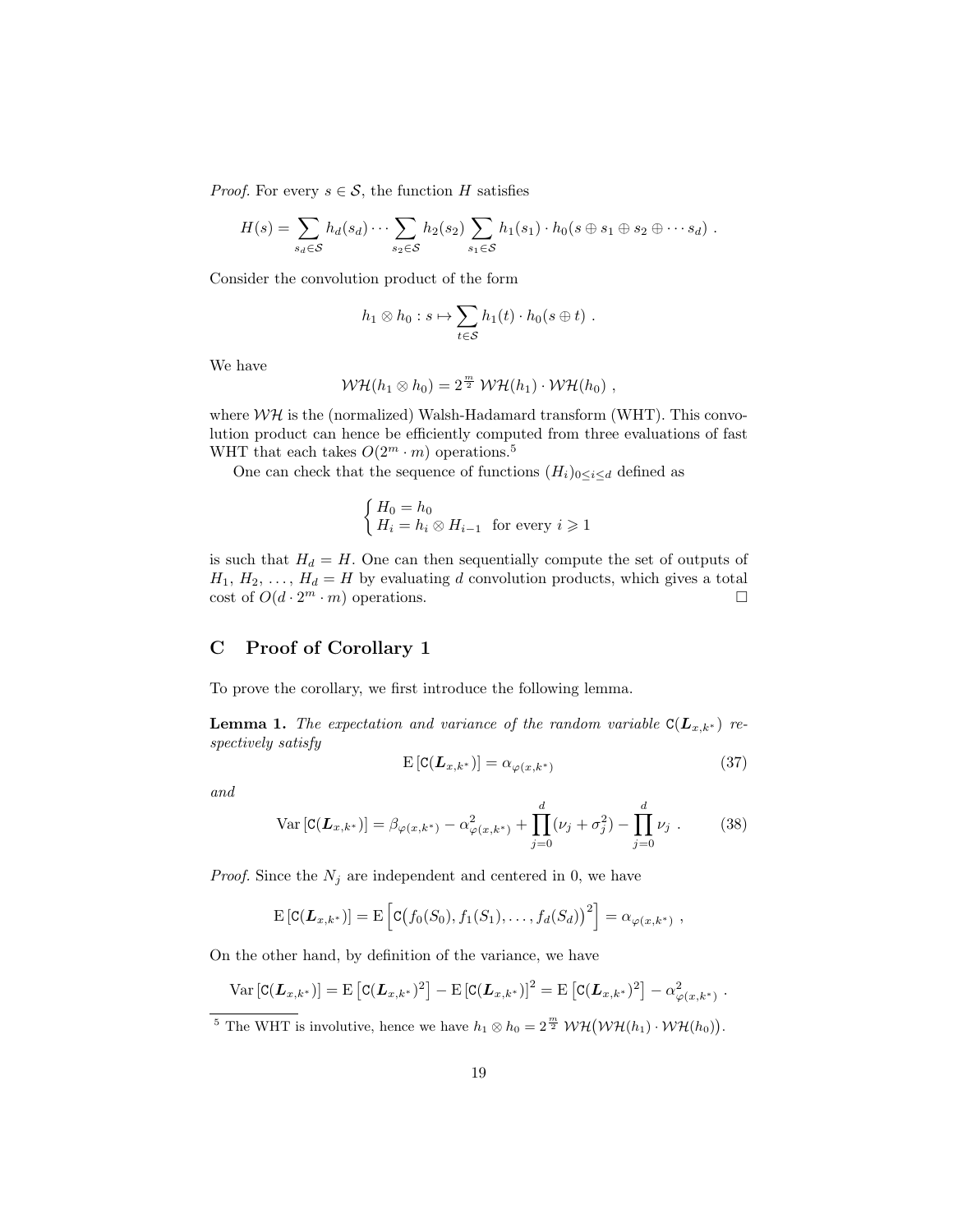*Proof.* For every $s \in \mathcal{S}$, the function $H$ satisfies

$$H(s) = \sum_{s_d \in \mathcal{S}} h_d(s_d) \cdots \sum_{s_2 \in \mathcal{S}} h_2(s_2) \sum_{s_1 \in \mathcal{S}} h_1(s_1) \cdot h_0(s \oplus s_1 \oplus s_2 \oplus \cdots s_d) \ .$$

Consider the convolution product of the form

$$h_1 \otimes h_0 : s \mapsto \sum_{t \in \mathcal{S}} h_1(t) \cdot h_0(s \oplus t) \ .$$

We have

$$\mathcal{WH}(h_1 \otimes h_0) = 2^{\frac{m}{2}} \ \mathcal{WH}(h_1) \cdot \mathcal{WH}(h_0) \ ,$$

where $\mathcal{WH}$ is the (normalized) Walsh-Hadamard transform (WHT). This convolution product can hence be efficiently computed from three evaluations of fast WHT that each takes $O(2^m \cdot m)$ operations.[5]

One can check that the sequence of functions $(H_i)_{0 \le i \le d}$ defined as

$$\begin{cases} H_0 = h_0 \\ H_i = h_i \otimes H_{i-1} \ \text{ for every } i \geqslant 1 \end{cases}$$

is such that $H_d = H$. One can then sequentially compute the set of outputs of $H_1, H_2, \ldots, H_d = H$ by evaluating $d$ convolution products, which gives a total cost of $O(d \cdot 2^m \cdot m)$ operations. □

## C Proof of Corollary 1

To prove the corollary, we first introduce the following lemma.

**Lemma 1.** *The expectation and variance of the random variable $\mathtt{C}(\boldsymbol{L}_{x,k^*})$ respectively satisfy*

$$\mathrm{E}\left[\mathtt{C}(\boldsymbol{L}_{x,k^*})\right] = \alpha_{\varphi(x,k^*)} \tag{37}$$

*and*

$$\mathrm{Var}\left[\mathtt{C}(\boldsymbol{L}_{x,k^*})\right] = \beta_{\varphi(x,k^*)} - \alpha^2_{\varphi(x,k^*)} + \prod_{j=0}^{d} (\nu_j + \sigma_j^2) - \prod_{j=0}^{d} \nu_j \ . \tag{38}$$

*Proof.* Since the $N_j$ are independent and centered in 0, we have

$$\mathrm{E}\left[\mathtt{C}(\boldsymbol{L}_{x,k^*})\right] = \mathrm{E}\left[\mathtt{C}\big(f_0(S_0), f_1(S_1), \ldots, f_d(S_d)\big)^2\right] = \alpha_{\varphi(x,k^*)} \ ,$$

On the other hand, by definition of the variance, we have

$$\mathrm{Var}\left[\mathtt{C}(\boldsymbol{L}_{x,k^*})\right] = \mathrm{E}\left[\mathtt{C}(\boldsymbol{L}_{x,k^*})^2\right] - \mathrm{E}\left[\mathtt{C}(\boldsymbol{L}_{x,k^*})\right]^2 = \mathrm{E}\left[\mathtt{C}(\boldsymbol{L}_{x,k^*})^2\right] - \alpha^2_{\varphi(x,k^*)} \ .$$

[5] The WHT is involutive, hence we have $h_1 \otimes h_0 = 2^{\frac{m}{2}} \ \mathcal{WH}\big(\mathcal{WH}(h_1) \cdot \mathcal{WH}(h_0)\big)$.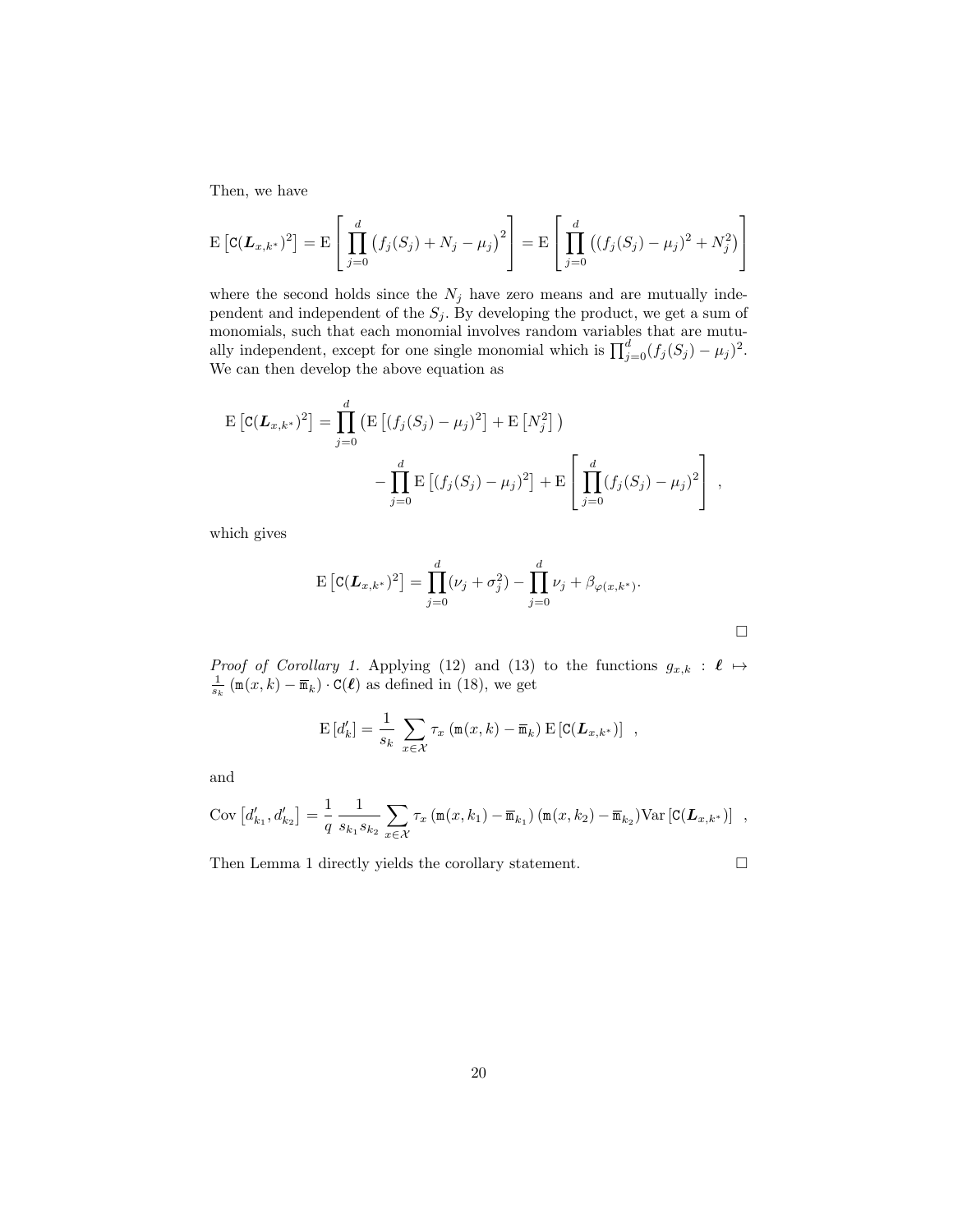Then, we have

$$\mathrm{E}\left[\mathtt{C}(\boldsymbol{L}_{x,k^*})^2\right] = \mathrm{E}\left[\prod_{j=0}^{d}\left(f_j(S_j) + N_j - \mu_j\right)^2\right] = \mathrm{E}\left[\prod_{j=0}^{d}\left((f_j(S_j) - \mu_j)^2 + N_j^2\right)\right]$$

where the second holds since the $N_j$ have zero means and are mutually independent and independent of the $S_j$. By developing the product, we get a sum of monomials, such that each monomial involves random variables that are mutually independent, except for one single monomial which is $\prod_{j=0}^{d}(f_j(S_j) - \mu_j)^2$. We can then develop the above equation as

$$\mathrm{E}\left[\mathtt{C}(\boldsymbol{L}_{x,k^*})^2\right] = \prod_{j=0}^{d}\left(\mathrm{E}\left[(f_j(S_j) - \mu_j)^2\right] + \mathrm{E}\left[N_j^2\right]\right) - \prod_{j=0}^{d}\mathrm{E}\left[(f_j(S_j) - \mu_j)^2\right] + \mathrm{E}\left[\prod_{j=0}^{d}(f_j(S_j) - \mu_j)^2\right] \;,$$

which gives

$$\mathrm{E}\left[\mathtt{C}(\boldsymbol{L}_{x,k^*})^2\right] = \prod_{j=0}^{d}(\nu_j + \sigma_j^2) - \prod_{j=0}^{d}\nu_j + \beta_{\varphi(x,k^*)}.$$

□

*Proof of Corollary 1.* Applying (12) and (13) to the functions $g_{x,k} : \boldsymbol{\ell} \mapsto \frac{1}{s_k}\left(\mathtt{m}(x,k) - \overline{\mathtt{m}}_k\right) \cdot \mathtt{C}(\boldsymbol{\ell})$ as defined in (18), we get

$$\mathrm{E}\left[d'_k\right] = \frac{1}{s_k}\sum_{x\in\mathcal{X}}\tau_x\left(\mathtt{m}(x,k) - \overline{\mathtt{m}}_k\right)\mathrm{E}\left[\mathtt{C}(\boldsymbol{L}_{x,k^*})\right] \;,$$

and

$$\mathrm{Cov}\left[d'_{k_1}, d'_{k_2}\right] = \frac{1}{q}\,\frac{1}{s_{k_1}s_{k_2}}\sum_{x\in\mathcal{X}}\tau_x\left(\mathtt{m}(x,k_1) - \overline{\mathtt{m}}_{k_1}\right)\left(\mathtt{m}(x,k_2) - \overline{\mathtt{m}}_{k_2}\right)\mathrm{Var}\left[\mathtt{C}(\boldsymbol{L}_{x,k^*})\right] \;,$$

Then Lemma 1 directly yields the corollary statement. □